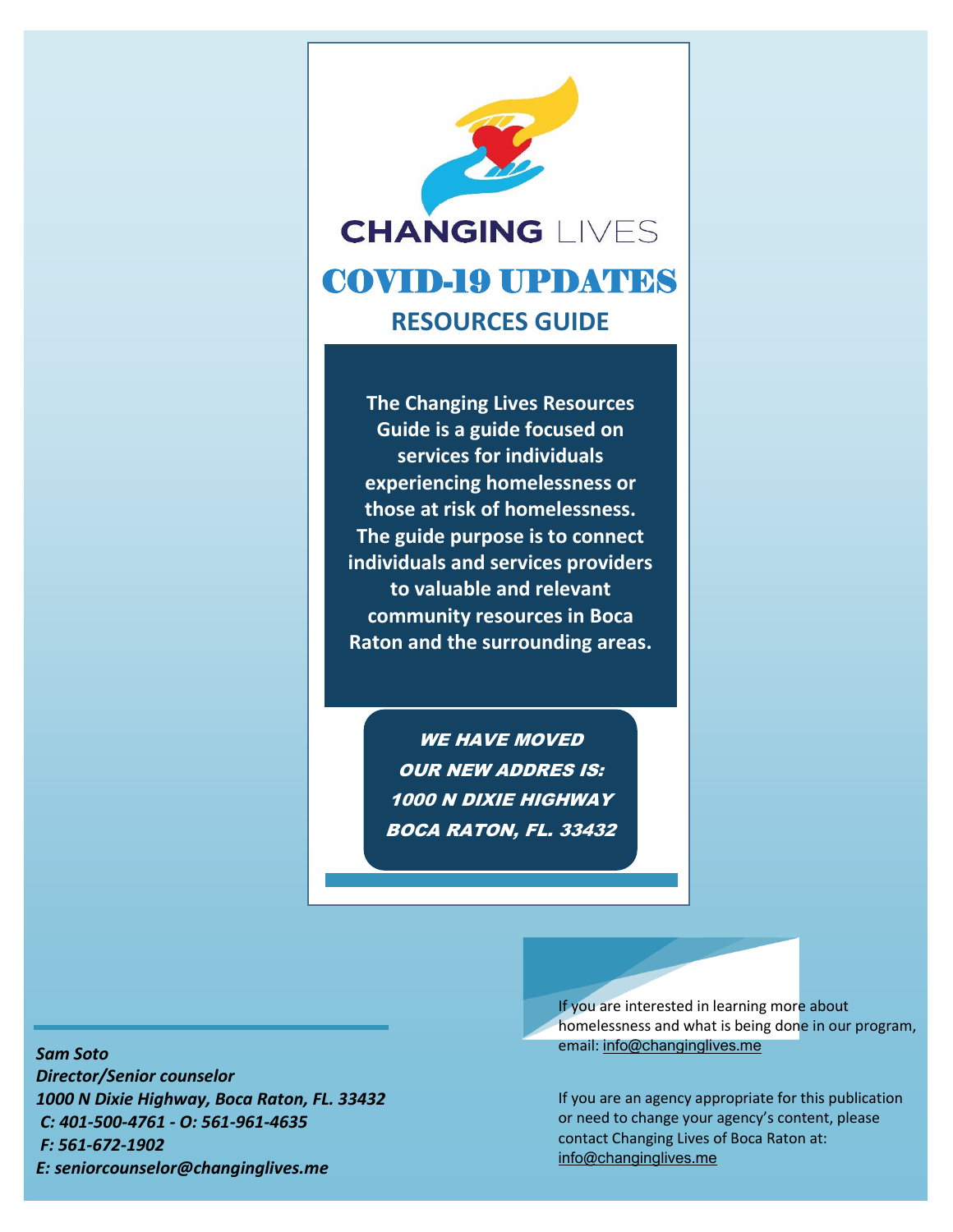# CHANGING LIVES

# COVID-19 UPDATES

## RESOURCES GUIDE

**The Changing Lives Resources Guide is a guide focused on services for individuals experiencing homelessness or those at risk of homelessness. The guide purpose is to connect individuals and services providers to valuable and relevant community resources in Boca Raton and the surrounding areas.**

***WE HAVE MOVED***
***OUR NEW ADDRES IS:***
***1000 N DIXIE HIGHWAY***
***BOCA RATON, FL. 33432***

If you are interested in learning more about homelessness and what is being done in our program, email: info@changinglives.me

If you are an agency appropriate for this publication or need to change your agency's content, please contact Changing Lives of Boca Raton at: info@changinglives.me

***Sam Soto***
***Director/Senior counselor***
***1000 N Dixie Highway, Boca Raton, FL. 33432***
***C: 401-500-4761 - O: 561-961-4635***
***F: 561-672-1902***
***E: seniorcounselor@changinglives.me***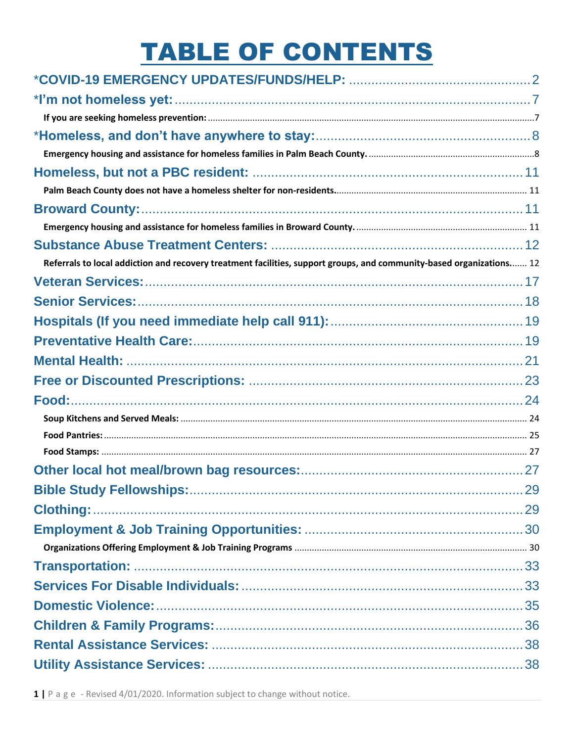# TABLE OF CONTENTS

*COVID-19 EMERGENCY UPDATES/FUNDS/HELP: .......... 2

*I'm not homeless yet: .......... 7

- If you are seeking homeless prevention: .......... 7

*Homeless, and don't have anywhere to stay: .......... 8

- Emergency housing and assistance for homeless families in Palm Beach County. .......... 8

Homeless, but not a PBC resident: .......... 11

- Palm Beach County does not have a homeless shelter for non-residents. .......... 11

Broward County: .......... 11

- Emergency housing and assistance for homeless families in Broward County. .......... 11

Substance Abuse Treatment Centers: .......... 12

- Referrals to local addiction and recovery treatment facilities, support groups, and community-based organizations. .......... 12

Veteran Services: .......... 17

Senior Services: .......... 18

Hospitals (If you need immediate help call 911): .......... 19

Preventative Health Care: .......... 19

Mental Health: .......... 21

Free or Discounted Prescriptions: .......... 23

Food: .......... 24

- Soup Kitchens and Served Meals: .......... 24
- Food Pantries: .......... 25
- Food Stamps: .......... 27

Other local hot meal/brown bag resources: .......... 27

Bible Study Fellowships: .......... 29

Clothing: .......... 29

Employment & Job Training Opportunities: .......... 30

- Organizations Offering Employment & Job Training Programs .......... 30

Transportation: .......... 33

Services For Disable Individuals: .......... 33

Domestic Violence: .......... 35

Children & Family Programs: .......... 36

Rental Assistance Services: .......... 38

Utility Assistance Services: .......... 38

Revised 4/01/2020. Information subject to change without notice.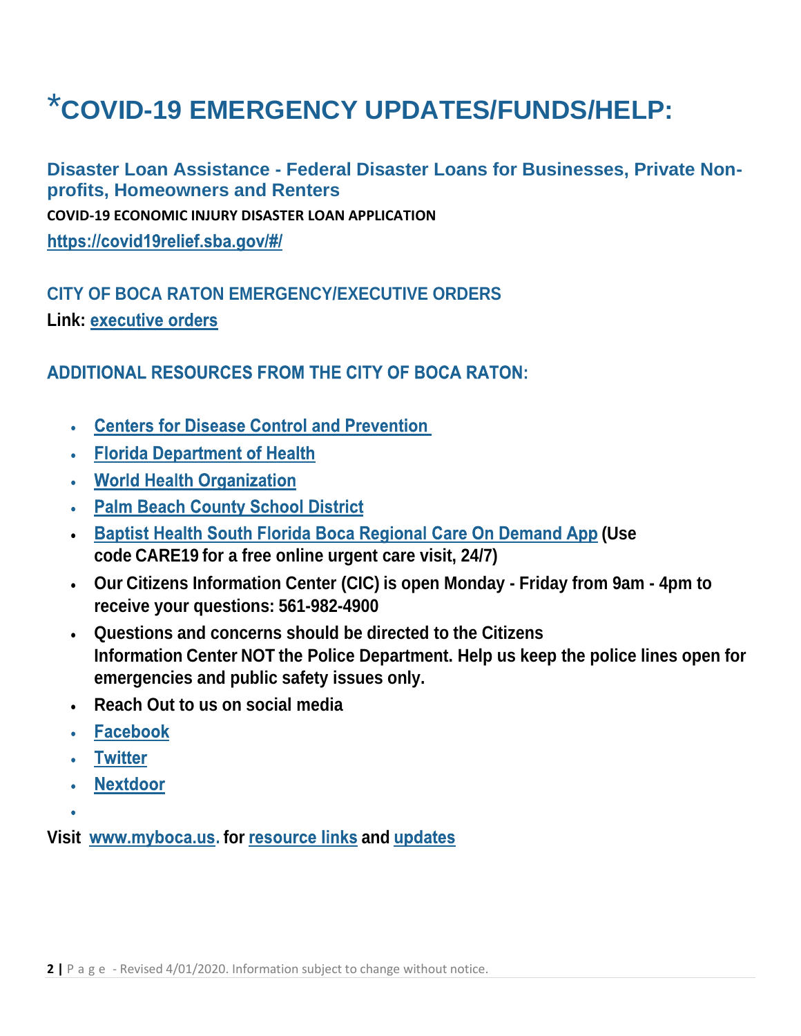# *COVID-19 EMERGENCY UPDATES/FUNDS/HELP:

## Disaster Loan Assistance - Federal Disaster Loans for Businesses, Private Non-profits, Homeowners and Renters

**COVID-19 ECONOMIC INJURY DISASTER LOAN APPLICATION**

**https://covid19relief.sba.gov/#/**

### CITY OF BOCA RATON EMERGENCY/EXECUTIVE ORDERS

**Link: executive orders**

### ADDITIONAL RESOURCES FROM THE CITY OF BOCA RATON:

- **Centers for Disease Control and Prevention**
- **Florida Department of Health**
- **World Health Organization**
- **Palm Beach County School District**
- **Baptist Health South Florida Boca Regional Care On Demand App (Use code CARE19 for a free online urgent care visit, 24/7)**
- **Our Citizens Information Center (CIC) is open Monday - Friday from 9am - 4pm to receive your questions: 561-982-4900**
- **Questions and concerns should be directed to the Citizens Information Center NOT the Police Department. Help us keep the police lines open for emergencies and public safety issues only.**
- **Reach Out to us on social media**
- **Facebook**
- **Twitter**
- **Nextdoor**

**Visit www.myboca.us. for resource links and updates**

Revised 4/01/2020. Information subject to change without notice.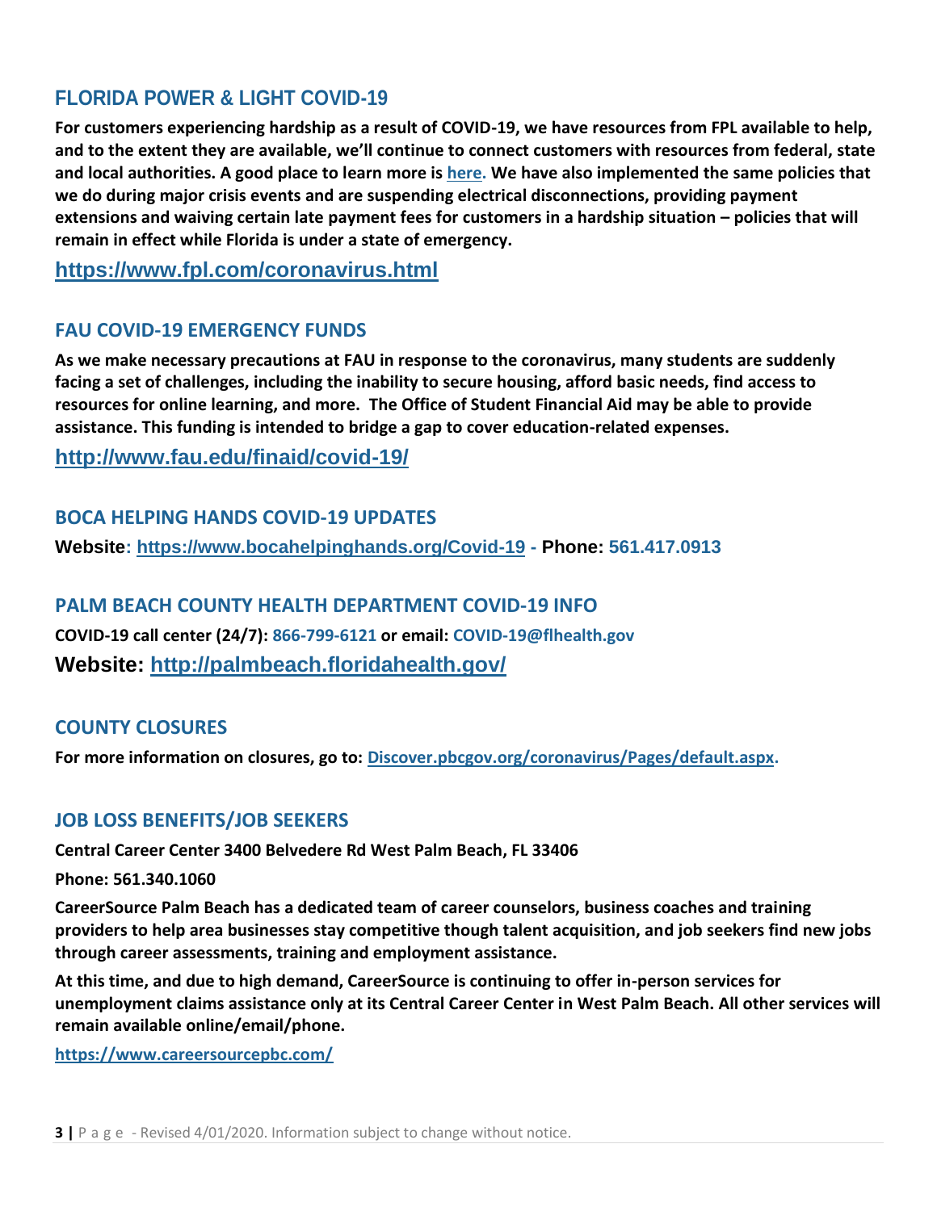## FLORIDA POWER & LIGHT COVID-19

**For customers experiencing hardship as a result of COVID-19, we have resources from FPL available to help, and to the extent they are available, we'll continue to connect customers with resources from federal, state and local authorities. A good place to learn more is [here.](https://www.fpl.com/coronavirus.html) We have also implemented the same policies that we do during major crisis events and are suspending electrical disconnections, providing payment extensions and waiving certain late payment fees for customers in a hardship situation – policies that will remain in effect while Florida is under a state of emergency.**

**https://www.fpl.com/coronavirus.html**

## FAU COVID-19 EMERGENCY FUNDS

**As we make necessary precautions at FAU in response to the coronavirus, many students are suddenly facing a set of challenges, including the inability to secure housing, afford basic needs, find access to resources for online learning, and more. The Office of Student Financial Aid may be able to provide assistance. This funding is intended to bridge a gap to cover education-related expenses.**

**http://www.fau.edu/finaid/covid-19/**

## BOCA HELPING HANDS COVID-19 UPDATES

**Website: https://www.bocahelpinghands.org/Covid-19 - Phone: 561.417.0913**

## PALM BEACH COUNTY HEALTH DEPARTMENT COVID-19 INFO

**COVID-19 call center (24/7): 866-799-6121 or email: COVID-19@flhealth.gov**

**Website: http://palmbeach.floridahealth.gov/**

## COUNTY CLOSURES

**For more information on closures, go to: Discover.pbcgov.org/coronavirus/Pages/default.aspx.**

## JOB LOSS BENEFITS/JOB SEEKERS

**Central Career Center 3400 Belvedere Rd West Palm Beach, FL 33406**

**Phone: 561.340.1060**

**CareerSource Palm Beach has a dedicated team of career counselors, business coaches and training providers to help area businesses stay competitive though talent acquisition, and job seekers find new jobs through career assessments, training and employment assistance.**

**At this time, and due to high demand, CareerSource is continuing to offer in-person services for unemployment claims assistance only at its Central Career Center in West Palm Beach. All other services will remain available online/email/phone.**

**https://www.careersourcepbc.com/**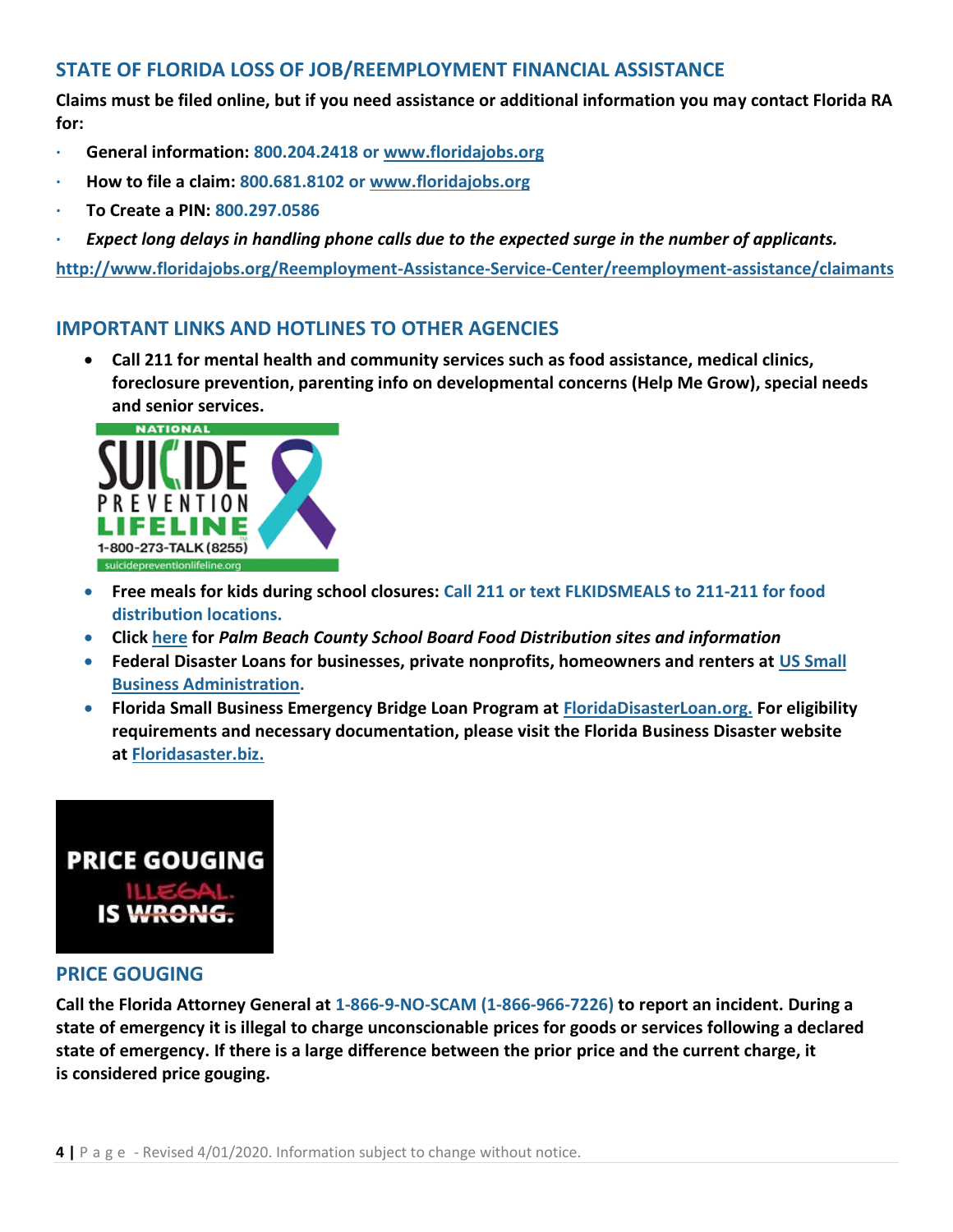## STATE OF FLORIDA LOSS OF JOB/REEMPLOYMENT FINANCIAL ASSISTANCE

**Claims must be filed online, but if you need assistance or additional information you may contact Florida RA for:**

- **General information: 800.204.2418 or www.floridajobs.org**
- **How to file a claim: 800.681.8102 or www.floridajobs.org**
- **To Create a PIN: 800.297.0586**
- ***Expect long delays in handling phone calls due to the expected surge in the number of applicants.***

**http://www.floridajobs.org/Reemployment-Assistance-Service-Center/reemployment-assistance/claimants**

## IMPORTANT LINKS AND HOTLINES TO OTHER AGENCIES

- **Call 211 for mental health and community services such as food assistance, medical clinics, foreclosure prevention, parenting info on developmental concerns (Help Me Grow), special needs and senior services.**

NATIONAL SUICIDE PREVENTION LIFELINE 1-800-273-TALK (8255) suicidepreventionlifeline.org

- **Free meals for kids during school closures: Call 211 or text FLKIDSMEALS to 211-211 for food distribution locations.**
- **Click here for *Palm Beach County School Board Food Distribution sites and information***
- **Federal Disaster Loans for businesses, private nonprofits, homeowners and renters at US Small Business Administration.**
- **Florida Small Business Emergency Bridge Loan Program at FloridaDisasterLoan.org. For eligibility requirements and necessary documentation, please visit the Florida Business Disaster website at Floridasaster.biz.**

PRICE GOUGING ILLEGAL. IS ~~WRONG.~~

## PRICE GOUGING

**Call the Florida Attorney General at 1-866-9-NO-SCAM (1-866-966-7226) to report an incident. During a state of emergency it is illegal to charge unconscionable prices for goods or services following a declared state of emergency. If there is a large difference between the prior price and the current charge, it is considered price gouging.**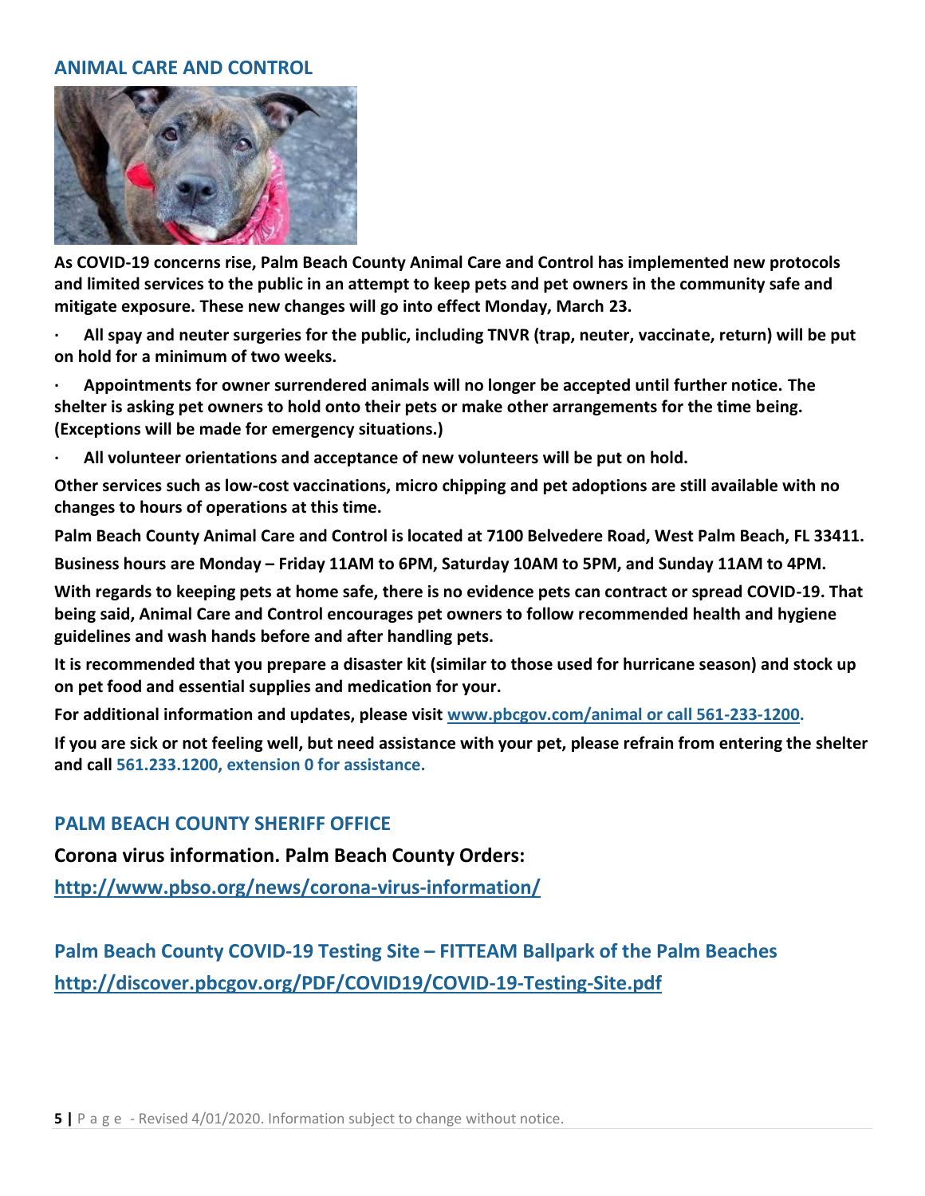## ANIMAL CARE AND CONTROL

**As COVID-19 concerns rise, Palm Beach County Animal Care and Control has implemented new protocols and limited services to the public in an attempt to keep pets and pet owners in the community safe and mitigate exposure. These new changes will go into effect Monday, March 23.**

- **All spay and neuter surgeries for the public, including TNVR (trap, neuter, vaccinate, return) will be put on hold for a minimum of two weeks.**
- **Appointments for owner surrendered animals will no longer be accepted until further notice. The shelter is asking pet owners to hold onto their pets or make other arrangements for the time being. (Exceptions will be made for emergency situations.)**
- **All volunteer orientations and acceptance of new volunteers will be put on hold.**

**Other services such as low-cost vaccinations, micro chipping and pet adoptions are still available with no changes to hours of operations at this time.**

**Palm Beach County Animal Care and Control is located at 7100 Belvedere Road, West Palm Beach, FL 33411.**

**Business hours are Monday – Friday 11AM to 6PM, Saturday 10AM to 5PM, and Sunday 11AM to 4PM.**

**With regards to keeping pets at home safe, there is no evidence pets can contract or spread COVID-19. That being said, Animal Care and Control encourages pet owners to follow recommended health and hygiene guidelines and wash hands before and after handling pets.**

**It is recommended that you prepare a disaster kit (similar to those used for hurricane season) and stock up on pet food and essential supplies and medication for your.**

**For additional information and updates, please visit www.pbcgov.com/animal or call 561-233-1200.**

**If you are sick or not feeling well, but need assistance with your pet, please refrain from entering the shelter and call 561.233.1200, extension 0 for assistance.**

## PALM BEACH COUNTY SHERIFF OFFICE

**Corona virus information. Palm Beach County Orders:**

**http://www.pbso.org/news/corona-virus-information/**

## Palm Beach County COVID-19 Testing Site – FITTEAM Ballpark of the Palm Beaches

**http://discover.pbcgov.org/PDF/COVID19/COVID-19-Testing-Site.pdf**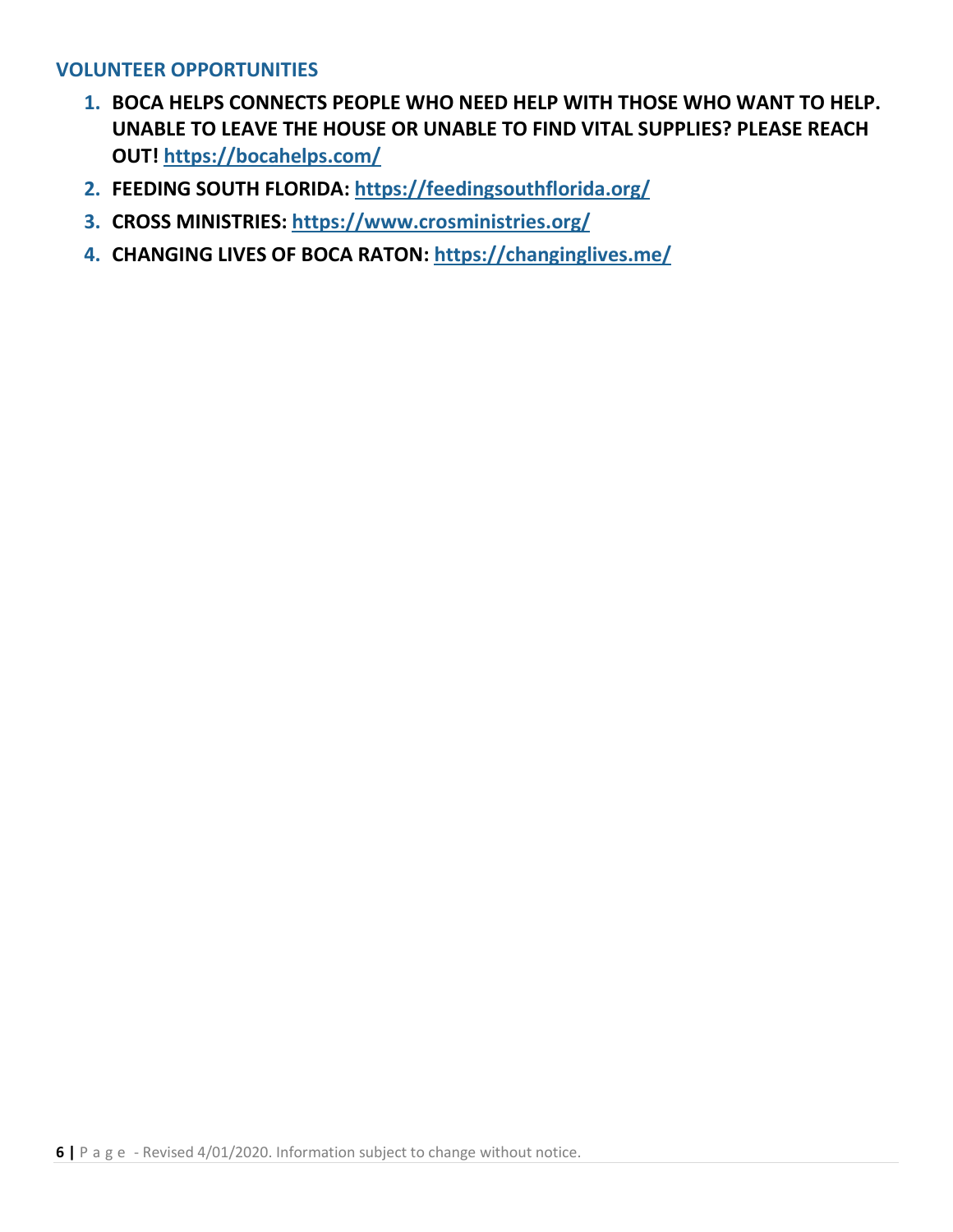## VOLUNTEER OPPORTUNITIES

1. **BOCA HELPS CONNECTS PEOPLE WHO NEED HELP WITH THOSE WHO WANT TO HELP. UNABLE TO LEAVE THE HOUSE OR UNABLE TO FIND VITAL SUPPLIES? PLEASE REACH OUT! https://bocahelps.com/**
2. **FEEDING SOUTH FLORIDA: https://feedingsouthflorida.org/**
3. **CROSS MINISTRIES: https://www.crosministries.org/**
4. **CHANGING LIVES OF BOCA RATON: https://changinglives.me/**

Revised 4/01/2020. Information subject to change without notice.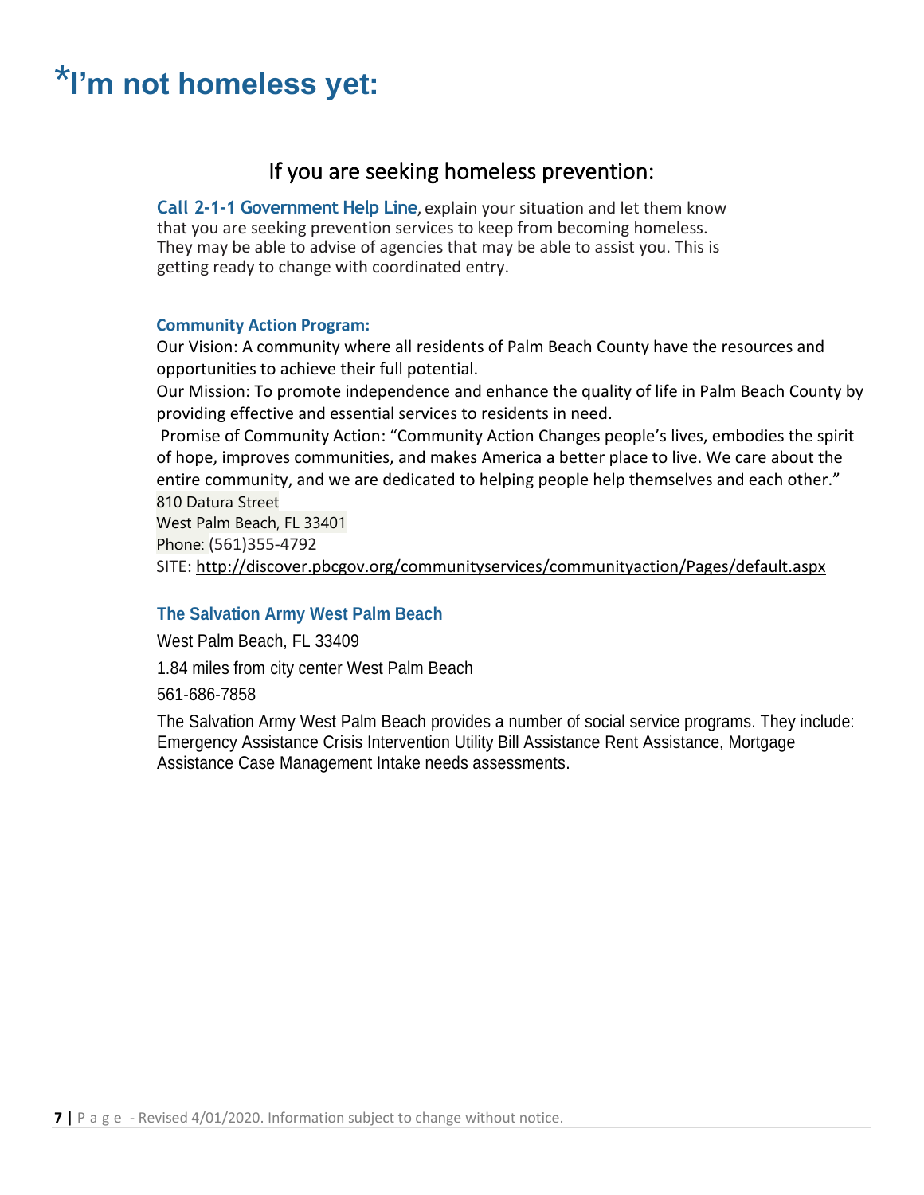# *I'm not homeless yet:

## If you are seeking homeless prevention:

**Call 2-1-1 Government Help Line**, explain your situation and let them know that you are seeking prevention services to keep from becoming homeless. They may be able to advise of agencies that may be able to assist you. This is getting ready to change with coordinated entry.

### Community Action Program:

Our Vision: A community where all residents of Palm Beach County have the resources and opportunities to achieve their full potential.

Our Mission: To promote independence and enhance the quality of life in Palm Beach County by providing effective and essential services to residents in need.

Promise of Community Action: "Community Action Changes people's lives, embodies the spirit of hope, improves communities, and makes America a better place to live. We care about the entire community, and we are dedicated to helping people help themselves and each other."

810 Datura Street
West Palm Beach, FL 33401
Phone: (561)355-4792
SITE: http://discover.pbcgov.org/communityservices/communityaction/Pages/default.aspx

### The Salvation Army West Palm Beach

West Palm Beach, FL 33409

1.84 miles from city center West Palm Beach

561-686-7858

The Salvation Army West Palm Beach provides a number of social service programs. They include: Emergency Assistance Crisis Intervention Utility Bill Assistance Rent Assistance, Mortgage Assistance Case Management Intake needs assessments.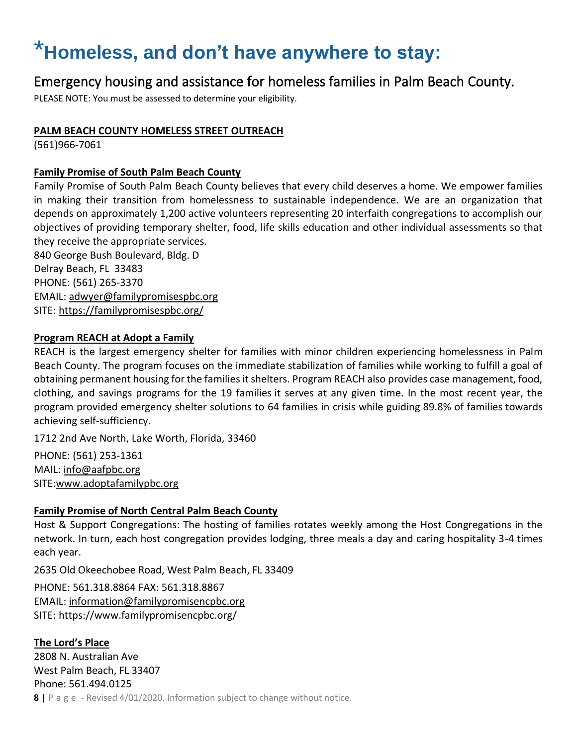# *Homeless, and don't have anywhere to stay:

## Emergency housing and assistance for homeless families in Palm Beach County.

PLEASE NOTE: You must be assessed to determine your eligibility.

**PALM BEACH COUNTY HOMELESS STREET OUTREACH**
(561)966-7061

**Family Promise of South Palm Beach County**
Family Promise of South Palm Beach County believes that every child deserves a home. We empower families in making their transition from homelessness to sustainable independence. We are an organization that depends on approximately 1,200 active volunteers representing 20 interfaith congregations to accomplish our objectives of providing temporary shelter, food, life skills education and other individual assessments so that they receive the appropriate services.
840 George Bush Boulevard, Bldg. D
Delray Beach, FL 33483
PHONE: (561) 265-3370
EMAIL: adwyer@familypromisespbc.org
SITE: https://familypromisespbc.org/

**Program REACH at Adopt a Family**
REACH is the largest emergency shelter for families with minor children experiencing homelessness in Palm Beach County. The program focuses on the immediate stabilization of families while working to fulfill a goal of obtaining permanent housing for the families it shelters. Program REACH also provides case management, food, clothing, and savings programs for the 19 families it serves at any given time. In the most recent year, the program provided emergency shelter solutions to 64 families in crisis while guiding 89.8% of families towards achieving self-sufficiency.

1712 2nd Ave North, Lake Worth, Florida, 33460

PHONE: (561) 253-1361
MAIL: info@aafpbc.org
SITE:www.adoptafamilypbc.org

**Family Promise of North Central Palm Beach County**
Host & Support Congregations: The hosting of families rotates weekly among the Host Congregations in the network. In turn, each host congregation provides lodging, three meals a day and caring hospitality 3-4 times each year.

2635 Old Okeechobee Road, West Palm Beach, FL 33409

PHONE: 561.318.8864 FAX: 561.318.8867
EMAIL: information@familypromisencpbc.org
SITE: https://www.familypromisencpbc.org/

**The Lord's Place**
2808 N. Australian Ave
West Palm Beach, FL 33407
Phone: 561.494.0125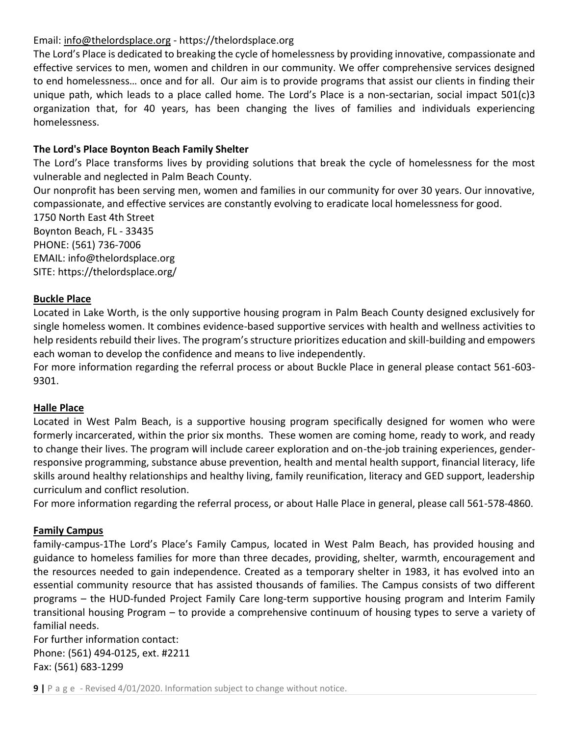Email: info@thelordsplace.org - https://thelordsplace.org

The Lord's Place is dedicated to breaking the cycle of homelessness by providing innovative, compassionate and effective services to men, women and children in our community. We offer comprehensive services designed to end homelessness… once and for all. Our aim is to provide programs that assist our clients in finding their unique path, which leads to a place called home. The Lord's Place is a non-sectarian, social impact 501(c)3 organization that, for 40 years, has been changing the lives of families and individuals experiencing homelessness.

**The Lord's Place Boynton Beach Family Shelter**

The Lord's Place transforms lives by providing solutions that break the cycle of homelessness for the most vulnerable and neglected in Palm Beach County.

Our nonprofit has been serving men, women and families in our community for over 30 years. Our innovative, compassionate, and effective services are constantly evolving to eradicate local homelessness for good.

1750 North East 4th Street
Boynton Beach, FL - 33435
PHONE: (561) 736-7006
EMAIL: info@thelordsplace.org
SITE: https://thelordsplace.org/

**Buckle Place**

Located in Lake Worth, is the only supportive housing program in Palm Beach County designed exclusively for single homeless women. It combines evidence-based supportive services with health and wellness activities to help residents rebuild their lives. The program's structure prioritizes education and skill-building and empowers each woman to develop the confidence and means to live independently.

For more information regarding the referral process or about Buckle Place in general please contact 561-603-9301.

**Halle Place**

Located in West Palm Beach, is a supportive housing program specifically designed for women who were formerly incarcerated, within the prior six months. These women are coming home, ready to work, and ready to change their lives. The program will include career exploration and on-the-job training experiences, gender-responsive programming, substance abuse prevention, health and mental health support, financial literacy, life skills around healthy relationships and healthy living, family reunification, literacy and GED support, leadership curriculum and conflict resolution.

For more information regarding the referral process, or about Halle Place in general, please call 561-578-4860.

**Family Campus**

family-campus-1The Lord's Place's Family Campus, located in West Palm Beach, has provided housing and guidance to homeless families for more than three decades, providing, shelter, warmth, encouragement and the resources needed to gain independence. Created as a temporary shelter in 1983, it has evolved into an essential community resource that has assisted thousands of families. The Campus consists of two different programs – the HUD-funded Project Family Care long-term supportive housing program and Interim Family transitional housing Program – to provide a comprehensive continuum of housing types to serve a variety of familial needs.

For further information contact:
Phone: (561) 494-0125, ext. #2211
Fax: (561) 683-1299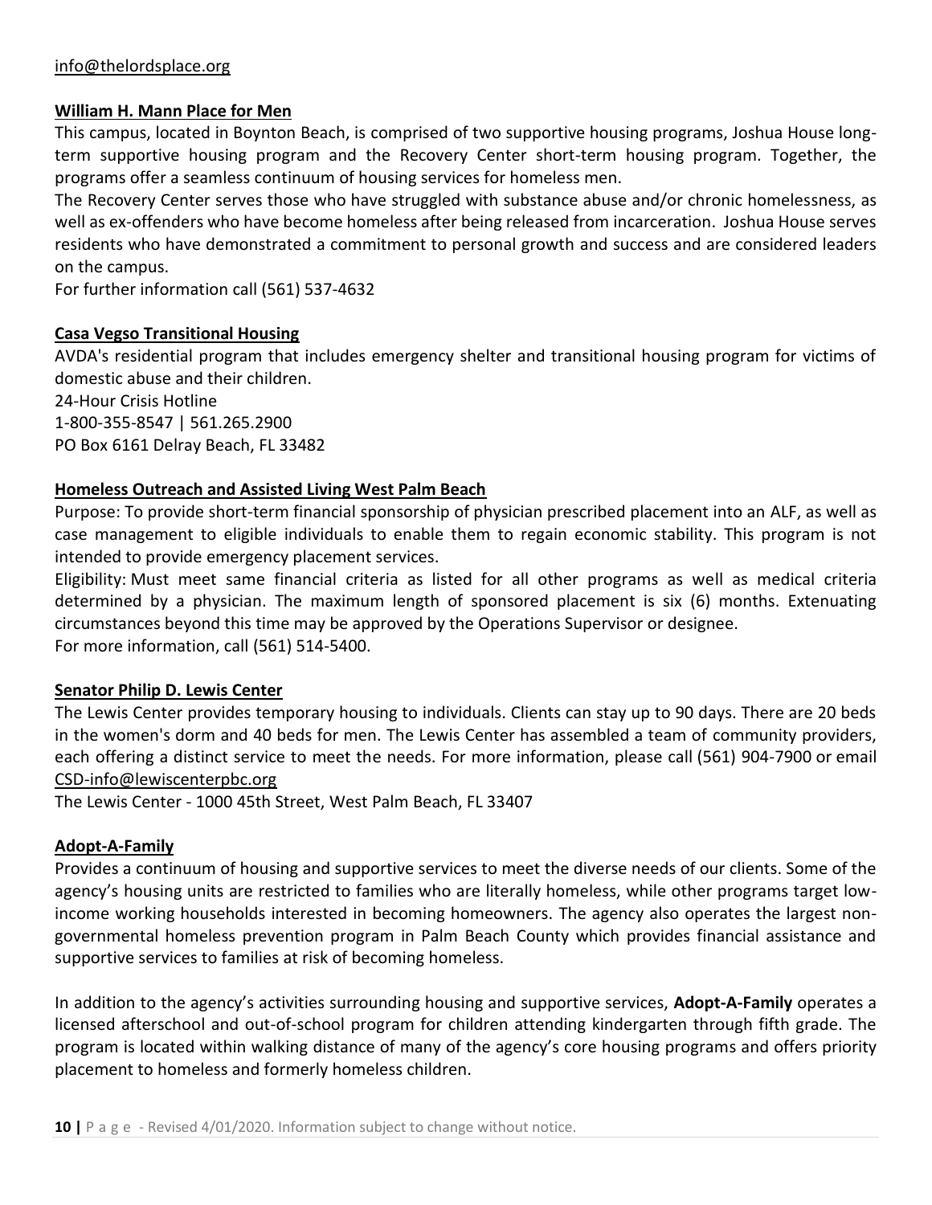info@thelordsplace.org

**William H. Mann Place for Men**

This campus, located in Boynton Beach, is comprised of two supportive housing programs, Joshua House long-term supportive housing program and the Recovery Center short-term housing program. Together, the programs offer a seamless continuum of housing services for homeless men.

The Recovery Center serves those who have struggled with substance abuse and/or chronic homelessness, as well as ex-offenders who have become homeless after being released from incarceration. Joshua House serves residents who have demonstrated a commitment to personal growth and success and are considered leaders on the campus.

For further information call (561) 537-4632

**Casa Vegso Transitional Housing**

AVDA's residential program that includes emergency shelter and transitional housing program for victims of domestic abuse and their children.

24-Hour Crisis Hotline

1-800-355-8547 | 561.265.2900

PO Box 6161 Delray Beach, FL 33482

**Homeless Outreach and Assisted Living West Palm Beach**

Purpose: To provide short-term financial sponsorship of physician prescribed placement into an ALF, as well as case management to eligible individuals to enable them to regain economic stability. This program is not intended to provide emergency placement services.

Eligibility: Must meet same financial criteria as listed for all other programs as well as medical criteria determined by a physician. The maximum length of sponsored placement is six (6) months. Extenuating circumstances beyond this time may be approved by the Operations Supervisor or designee.

For more information, call (561) 514-5400.

**Senator Philip D. Lewis Center**

The Lewis Center provides temporary housing to individuals. Clients can stay up to 90 days. There are 20 beds in the women's dorm and 40 beds for men. The Lewis Center has assembled a team of community providers, each offering a distinct service to meet the needs. For more information, please call (561) 904-7900 or email CSD-info@lewiscenterpbc.org

The Lewis Center - 1000 45th Street, West Palm Beach, FL 33407

**Adopt-A-Family**

Provides a continuum of housing and supportive services to meet the diverse needs of our clients. Some of the agency's housing units are restricted to families who are literally homeless, while other programs target low-income working households interested in becoming homeowners. The agency also operates the largest non-governmental homeless prevention program in Palm Beach County which provides financial assistance and supportive services to families at risk of becoming homeless.

In addition to the agency's activities surrounding housing and supportive services, **Adopt-A-Family** operates a licensed afterschool and out-of-school program for children attending kindergarten through fifth grade. The program is located within walking distance of many of the agency's core housing programs and offers priority placement to homeless and formerly homeless children.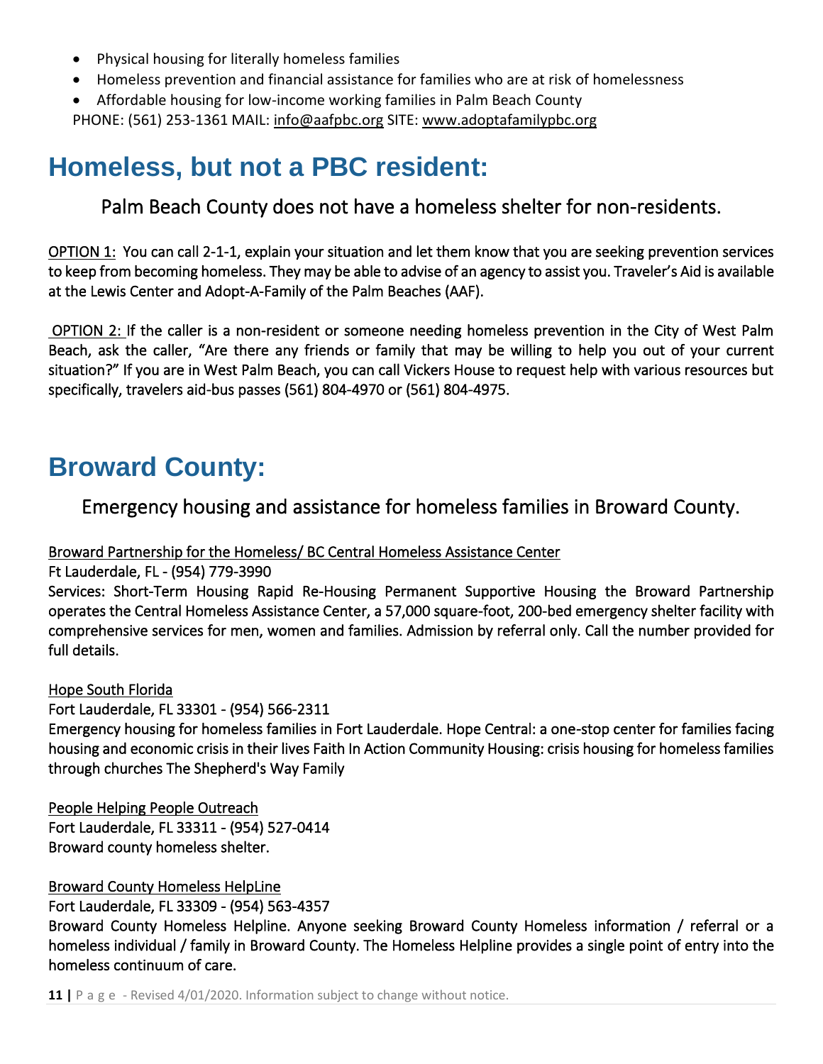- Physical housing for literally homeless families
- Homeless prevention and financial assistance for families who are at risk of homelessness
- Affordable housing for low-income working families in Palm Beach County

PHONE: (561) 253-1361 MAIL: info@aafpbc.org SITE: www.adoptafamilypbc.org

# Homeless, but not a PBC resident:

## Palm Beach County does not have a homeless shelter for non-residents.

OPTION 1: You can call 2-1-1, explain your situation and let them know that you are seeking prevention services to keep from becoming homeless. They may be able to advise of an agency to assist you. Traveler's Aid is available at the Lewis Center and Adopt-A-Family of the Palm Beaches (AAF).

OPTION 2: If the caller is a non-resident or someone needing homeless prevention in the City of West Palm Beach, ask the caller, "Are there any friends or family that may be willing to help you out of your current situation?" If you are in West Palm Beach, you can call Vickers House to request help with various resources but specifically, travelers aid-bus passes (561) 804-4970 or (561) 804-4975.

# Broward County:

## Emergency housing and assistance for homeless families in Broward County.

Broward Partnership for the Homeless/ BC Central Homeless Assistance Center
Ft Lauderdale, FL - (954) 779-3990
Services: Short-Term Housing Rapid Re-Housing Permanent Supportive Housing the Broward Partnership operates the Central Homeless Assistance Center, a 57,000 square-foot, 200-bed emergency shelter facility with comprehensive services for men, women and families. Admission by referral only. Call the number provided for full details.

Hope South Florida
Fort Lauderdale, FL 33301 - (954) 566-2311
Emergency housing for homeless families in Fort Lauderdale. Hope Central: a one-stop center for families facing housing and economic crisis in their lives Faith In Action Community Housing: crisis housing for homeless families through churches The Shepherd's Way Family

People Helping People Outreach
Fort Lauderdale, FL 33311 - (954) 527-0414
Broward county homeless shelter.

Broward County Homeless HelpLine
Fort Lauderdale, FL 33309 - (954) 563-4357
Broward County Homeless Helpline. Anyone seeking Broward County Homeless information / referral or a homeless individual / family in Broward County. The Homeless Helpline provides a single point of entry into the homeless continuum of care.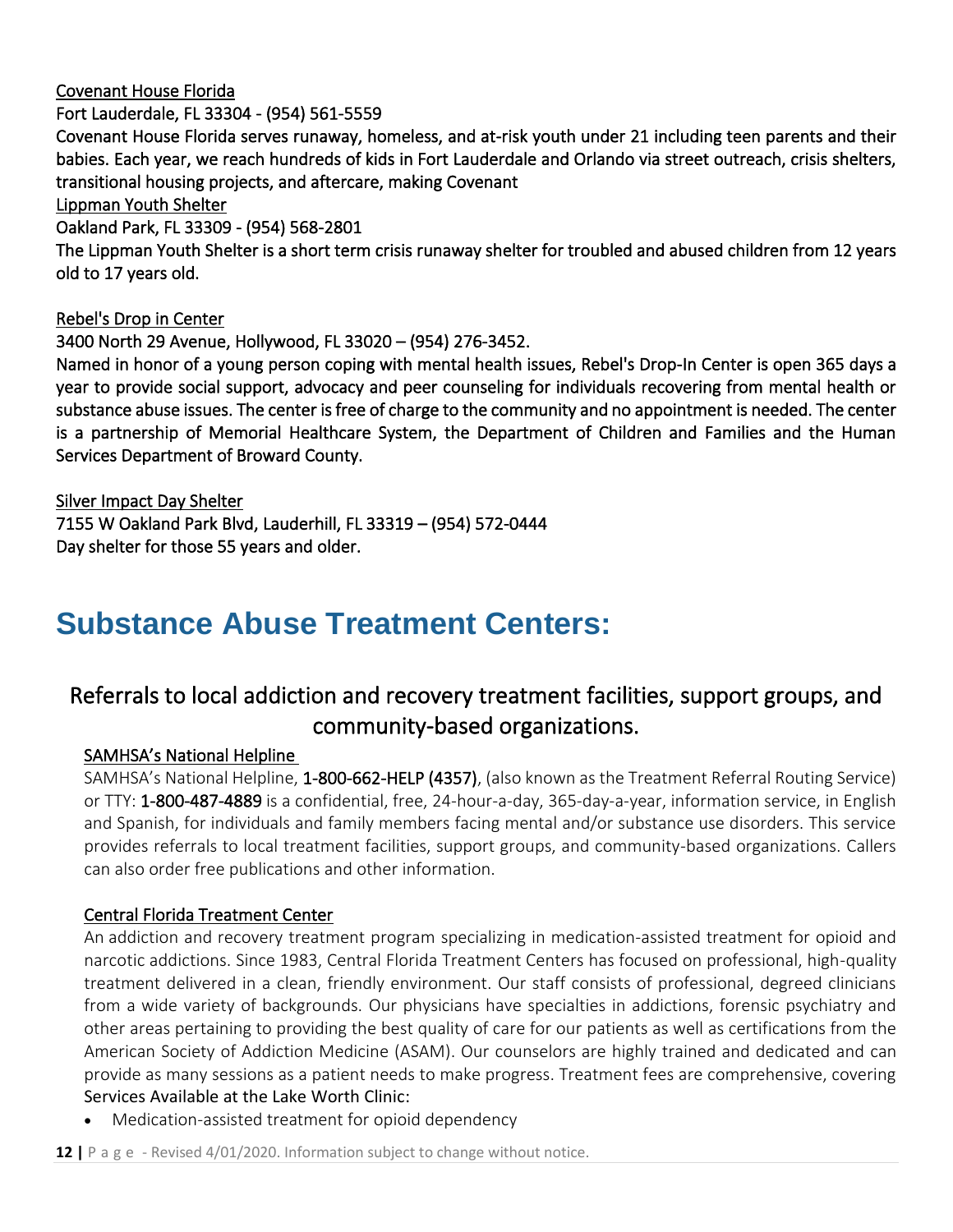Covenant House Florida

Fort Lauderdale, FL 33304 - (954) 561-5559

Covenant House Florida serves runaway, homeless, and at-risk youth under 21 including teen parents and their babies. Each year, we reach hundreds of kids in Fort Lauderdale and Orlando via street outreach, crisis shelters, transitional housing projects, and aftercare, making Covenant

Lippman Youth Shelter

Oakland Park, FL 33309 - (954) 568-2801

The Lippman Youth Shelter is a short term crisis runaway shelter for troubled and abused children from 12 years old to 17 years old.

Rebel's Drop in Center

3400 North 29 Avenue, Hollywood, FL 33020 – (954) 276-3452.

Named in honor of a young person coping with mental health issues, Rebel's Drop-In Center is open 365 days a year to provide social support, advocacy and peer counseling for individuals recovering from mental health or substance abuse issues. The center is free of charge to the community and no appointment is needed. The center is a partnership of Memorial Healthcare System, the Department of Children and Families and the Human Services Department of Broward County.

Silver Impact Day Shelter

7155 W Oakland Park Blvd, Lauderhill, FL 33319 – (954) 572-0444

Day shelter for those 55 years and older.

# Substance Abuse Treatment Centers:

## Referrals to local addiction and recovery treatment facilities, support groups, and community-based organizations.

SAMHSA's National Helpline

SAMHSA's National Helpline, **1-800-662-HELP (4357)**, (also known as the Treatment Referral Routing Service) or TTY: **1-800-487-4889** is a confidential, free, 24-hour-a-day, 365-day-a-year, information service, in English and Spanish, for individuals and family members facing mental and/or substance use disorders. This service provides referrals to local treatment facilities, support groups, and community-based organizations. Callers can also order free publications and other information.

Central Florida Treatment Center

An addiction and recovery treatment program specializing in medication-assisted treatment for opioid and narcotic addictions. Since 1983, Central Florida Treatment Centers has focused on professional, high-quality treatment delivered in a clean, friendly environment. Our staff consists of professional, degreed clinicians from a wide variety of backgrounds. Our physicians have specialties in addictions, forensic psychiatry and other areas pertaining to providing the best quality of care for our patients as well as certifications from the American Society of Addiction Medicine (ASAM). Our counselors are highly trained and dedicated and can provide as many sessions as a patient needs to make progress. Treatment fees are comprehensive, covering

Services Available at the Lake Worth Clinic:

- Medication-assisted treatment for opioid dependency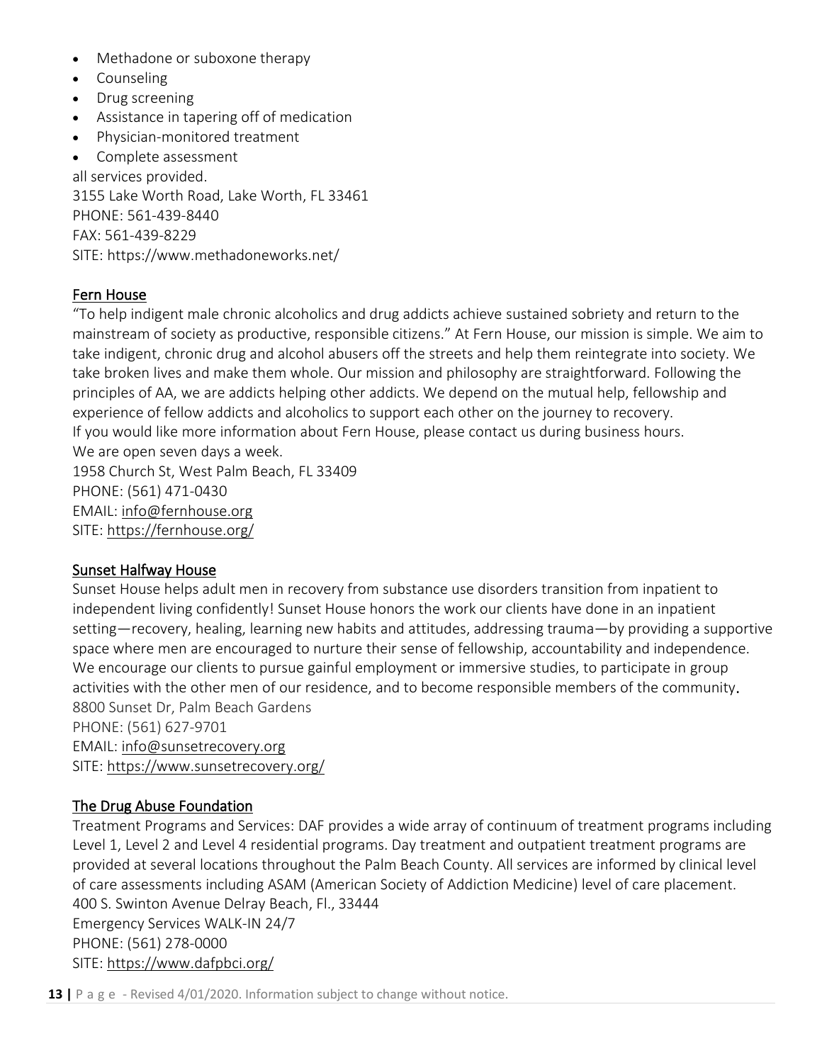- Methadone or suboxone therapy
- Counseling
- Drug screening
- Assistance in tapering off of medication
- Physician-monitored treatment
- Complete assessment

all services provided.
3155 Lake Worth Road, Lake Worth, FL 33461
PHONE: 561-439-8440
FAX: 561-439-8229
SITE: https://www.methadoneworks.net/

## Fern House

"To help indigent male chronic alcoholics and drug addicts achieve sustained sobriety and return to the mainstream of society as productive, responsible citizens." At Fern House, our mission is simple. We aim to take indigent, chronic drug and alcohol abusers off the streets and help them reintegrate into society. We take broken lives and make them whole. Our mission and philosophy are straightforward. Following the principles of AA, we are addicts helping other addicts. We depend on the mutual help, fellowship and experience of fellow addicts and alcoholics to support each other on the journey to recovery.
If you would like more information about Fern House, please contact us during business hours.
We are open seven days a week.
1958 Church St, West Palm Beach, FL 33409
PHONE: (561) 471-0430
EMAIL: info@fernhouse.org
SITE: https://fernhouse.org/

## Sunset Halfway House

Sunset House helps adult men in recovery from substance use disorders transition from inpatient to independent living confidently! Sunset House honors the work our clients have done in an inpatient setting—recovery, healing, learning new habits and attitudes, addressing trauma—by providing a supportive space where men are encouraged to nurture their sense of fellowship, accountability and independence. We encourage our clients to pursue gainful employment or immersive studies, to participate in group activities with the other men of our residence, and to become responsible members of the community.
8800 Sunset Dr, Palm Beach Gardens
PHONE: (561) 627-9701
EMAIL: info@sunsetrecovery.org
SITE: https://www.sunsetrecovery.org/

## The Drug Abuse Foundation

Treatment Programs and Services: DAF provides a wide array of continuum of treatment programs including Level 1, Level 2 and Level 4 residential programs. Day treatment and outpatient treatment programs are provided at several locations throughout the Palm Beach County. All services are informed by clinical level of care assessments including ASAM (American Society of Addiction Medicine) level of care placement.
400 S. Swinton Avenue Delray Beach, Fl., 33444
Emergency Services WALK-IN 24/7
PHONE: (561) 278-0000
SITE: https://www.dafpbci.org/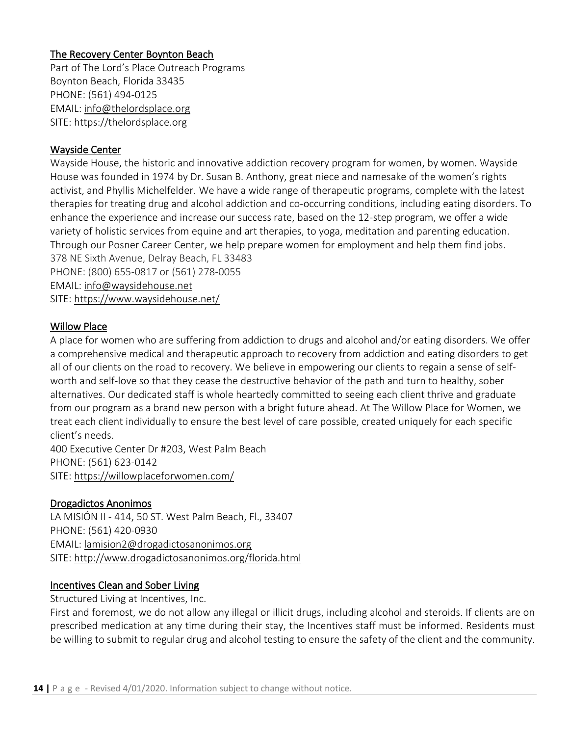### The Recovery Center Boynton Beach

Part of The Lord's Place Outreach Programs
Boynton Beach, Florida 33435
PHONE: (561) 494-0125
EMAIL: info@thelordsplace.org
SITE: https://thelordsplace.org

### Wayside Center

Wayside House, the historic and innovative addiction recovery program for women, by women. Wayside House was founded in 1974 by Dr. Susan B. Anthony, great niece and namesake of the women's rights activist, and Phyllis Michelfelder. We have a wide range of therapeutic programs, complete with the latest therapies for treating drug and alcohol addiction and co-occurring conditions, including eating disorders. To enhance the experience and increase our success rate, based on the 12-step program, we offer a wide variety of holistic services from equine and art therapies, to yoga, meditation and parenting education. Through our Posner Career Center, we help prepare women for employment and help them find jobs.
378 NE Sixth Avenue, Delray Beach, FL 33483
PHONE: (800) 655-0817 or (561) 278-0055
EMAIL: info@waysidehouse.net
SITE: https://www.waysidehouse.net/

### Willow Place

A place for women who are suffering from addiction to drugs and alcohol and/or eating disorders. We offer a comprehensive medical and therapeutic approach to recovery from addiction and eating disorders to get all of our clients on the road to recovery. We believe in empowering our clients to regain a sense of self-worth and self-love so that they cease the destructive behavior of the path and turn to healthy, sober alternatives. Our dedicated staff is whole heartedly committed to seeing each client thrive and graduate from our program as a brand new person with a bright future ahead. At The Willow Place for Women, we treat each client individually to ensure the best level of care possible, created uniquely for each specific client's needs.
400 Executive Center Dr #203, West Palm Beach
PHONE: (561) 623-0142
SITE: https://willowplaceforwomen.com/

### Drogadictos Anonimos

LA MISIÓN II - 414, 50 ST. West Palm Beach, Fl., 33407
PHONE: (561) 420-0930
EMAIL: lamision2@drogadictosanonimos.org
SITE: http://www.drogadictosanonimos.org/florida.html

### Incentives Clean and Sober Living

Structured Living at Incentives, Inc.
First and foremost, we do not allow any illegal or illicit drugs, including alcohol and steroids. If clients are on prescribed medication at any time during their stay, the Incentives staff must be informed. Residents must be willing to submit to regular drug and alcohol testing to ensure the safety of the client and the community.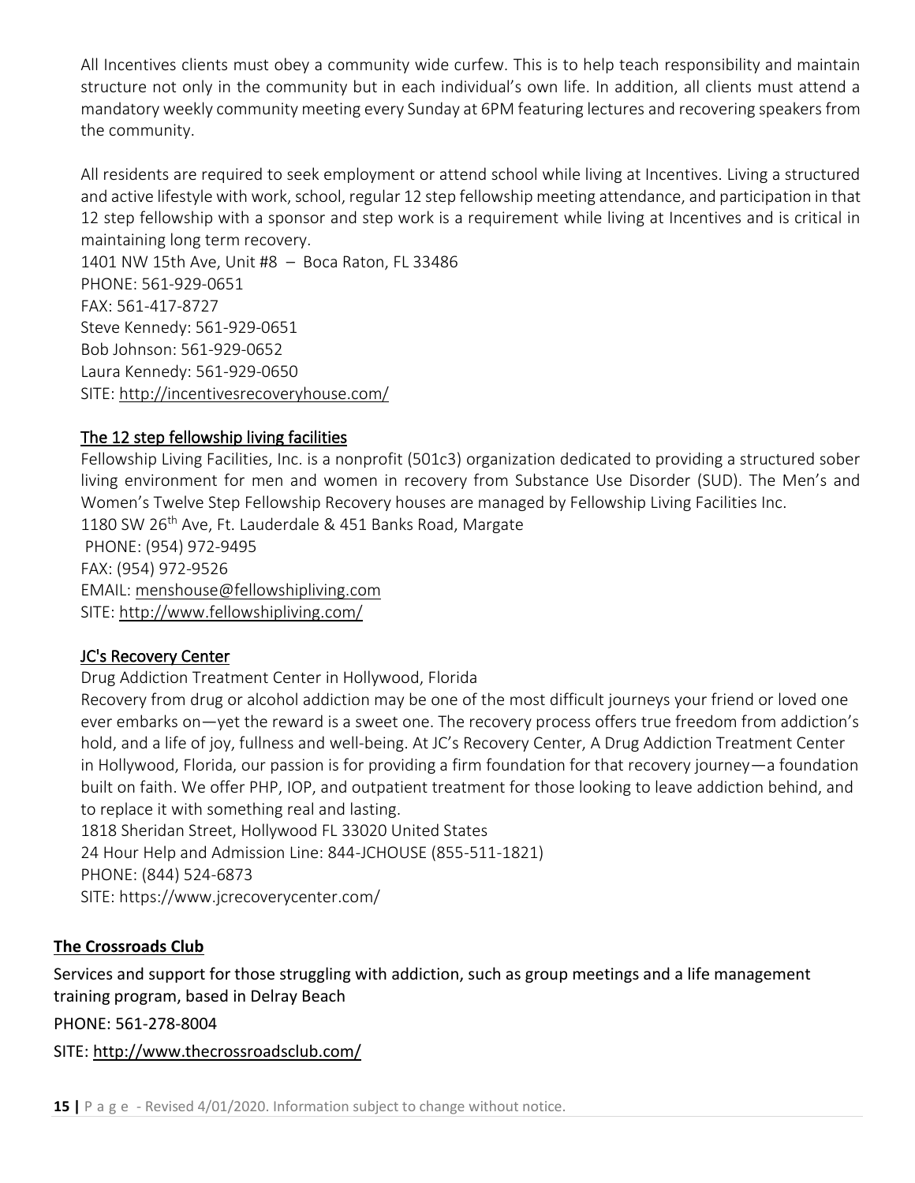All Incentives clients must obey a community wide curfew. This is to help teach responsibility and maintain structure not only in the community but in each individual's own life. In addition, all clients must attend a mandatory weekly community meeting every Sunday at 6PM featuring lectures and recovering speakers from the community.

All residents are required to seek employment or attend school while living at Incentives. Living a structured and active lifestyle with work, school, regular 12 step fellowship meeting attendance, and participation in that 12 step fellowship with a sponsor and step work is a requirement while living at Incentives and is critical in maintaining long term recovery.
1401 NW 15th Ave, Unit #8 – Boca Raton, FL 33486
PHONE: 561-929-0651
FAX: 561-417-8727
Steve Kennedy: 561-929-0651
Bob Johnson: 561-929-0652
Laura Kennedy: 561-929-0650
SITE: http://incentivesrecoveryhouse.com/

## The 12 step fellowship living facilities

Fellowship Living Facilities, Inc. is a nonprofit (501c3) organization dedicated to providing a structured sober living environment for men and women in recovery from Substance Use Disorder (SUD). The Men's and Women's Twelve Step Fellowship Recovery houses are managed by Fellowship Living Facilities Inc.
1180 SW 26th Ave, Ft. Lauderdale & 451 Banks Road, Margate
PHONE: (954) 972-9495
FAX: (954) 972-9526
EMAIL: menshouse@fellowshipliving.com
SITE: http://www.fellowshipliving.com/

## JC's Recovery Center

Drug Addiction Treatment Center in Hollywood, Florida
Recovery from drug or alcohol addiction may be one of the most difficult journeys your friend or loved one ever embarks on—yet the reward is a sweet one. The recovery process offers true freedom from addiction's hold, and a life of joy, fullness and well-being. At JC's Recovery Center, A Drug Addiction Treatment Center in Hollywood, Florida, our passion is for providing a firm foundation for that recovery journey—a foundation built on faith. We offer PHP, IOP, and outpatient treatment for those looking to leave addiction behind, and to replace it with something real and lasting.
1818 Sheridan Street, Hollywood FL 33020 United States
24 Hour Help and Admission Line: 844-JCHOUSE (855-511-1821)
PHONE: (844) 524-6873
SITE: https://www.jcrecoverycenter.com/

## The Crossroads Club

Services and support for those struggling with addiction, such as group meetings and a life management training program, based in Delray Beach

PHONE: 561-278-8004

SITE: http://www.thecrossroadsclub.com/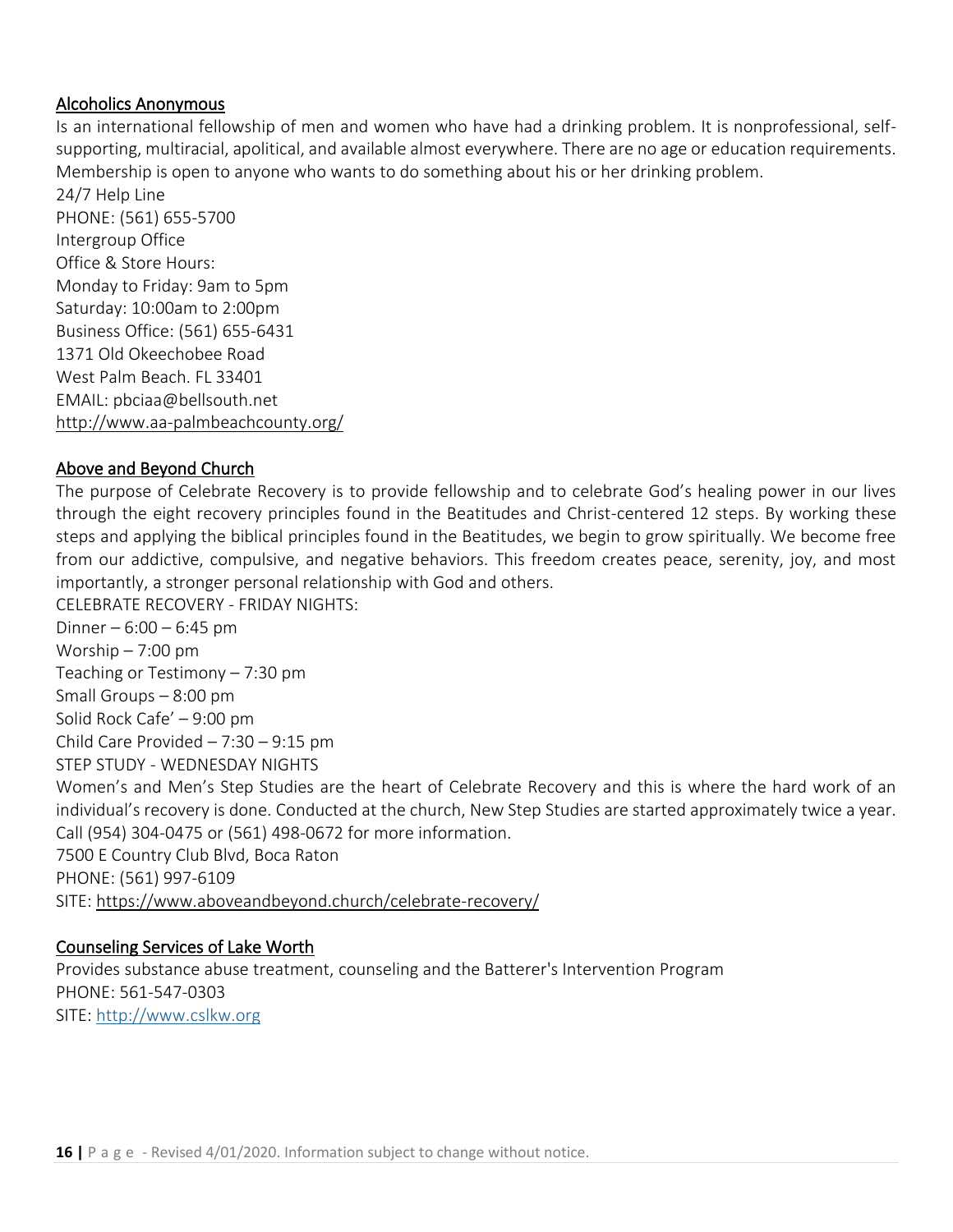## Alcoholics Anonymous

Is an international fellowship of men and women who have had a drinking problem. It is nonprofessional, self-supporting, multiracial, apolitical, and available almost everywhere. There are no age or education requirements. Membership is open to anyone who wants to do something about his or her drinking problem.

24/7 Help Line
PHONE: (561) 655-5700
Intergroup Office
Office & Store Hours:
Monday to Friday: 9am to 5pm
Saturday: 10:00am to 2:00pm
Business Office: (561) 655-6431
1371 Old Okeechobee Road
West Palm Beach. FL 33401
EMAIL: pbciaa@bellsouth.net
http://www.aa-palmbeachcounty.org/

## Above and Beyond Church

The purpose of Celebrate Recovery is to provide fellowship and to celebrate God's healing power in our lives through the eight recovery principles found in the Beatitudes and Christ-centered 12 steps. By working these steps and applying the biblical principles found in the Beatitudes, we begin to grow spiritually. We become free from our addictive, compulsive, and negative behaviors. This freedom creates peace, serenity, joy, and most importantly, a stronger personal relationship with God and others.

CELEBRATE RECOVERY - FRIDAY NIGHTS:
Dinner – 6:00 – 6:45 pm
Worship – 7:00 pm
Teaching or Testimony – 7:30 pm
Small Groups – 8:00 pm
Solid Rock Cafe' – 9:00 pm
Child Care Provided – 7:30 – 9:15 pm
STEP STUDY - WEDNESDAY NIGHTS
Women's and Men's Step Studies are the heart of Celebrate Recovery and this is where the hard work of an individual's recovery is done. Conducted at the church, New Step Studies are started approximately twice a year. Call (954) 304-0475 or (561) 498-0672 for more information.
7500 E Country Club Blvd, Boca Raton
PHONE: (561) 997-6109
SITE: https://www.aboveandbeyond.church/celebrate-recovery/

## Counseling Services of Lake Worth

Provides substance abuse treatment, counseling and the Batterer's Intervention Program
PHONE: 561-547-0303
SITE: http://www.cslkw.org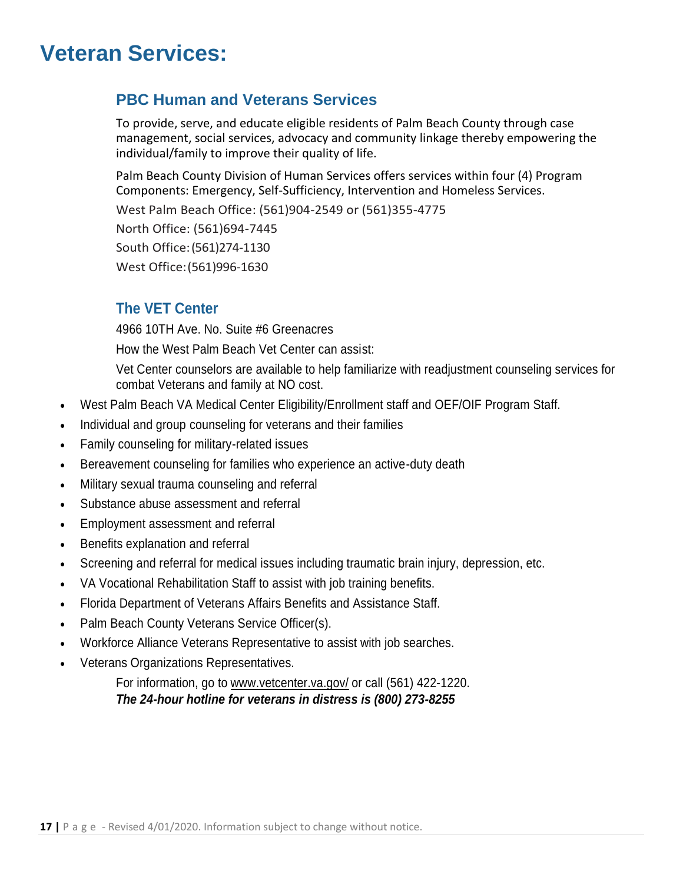# Veteran Services:

## PBC Human and Veterans Services

To provide, serve, and educate eligible residents of Palm Beach County through case management, social services, advocacy and community linkage thereby empowering the individual/family to improve their quality of life.

Palm Beach County Division of Human Services offers services within four (4) Program Components: Emergency, Self-Sufficiency, Intervention and Homeless Services.

West Palm Beach Office: (561)904-2549 or (561)355-4775

North Office: (561)694-7445

South Office: (561)274-1130

West Office: (561)996-1630

## The VET Center

4966 10TH Ave. No. Suite #6 Greenacres

How the West Palm Beach Vet Center can assist:

Vet Center counselors are available to help familiarize with readjustment counseling services for combat Veterans and family at NO cost.

- West Palm Beach VA Medical Center Eligibility/Enrollment staff and OEF/OIF Program Staff.
- Individual and group counseling for veterans and their families
- Family counseling for military-related issues
- Bereavement counseling for families who experience an active-duty death
- Military sexual trauma counseling and referral
- Substance abuse assessment and referral
- Employment assessment and referral
- Benefits explanation and referral
- Screening and referral for medical issues including traumatic brain injury, depression, etc.
- VA Vocational Rehabilitation Staff to assist with job training benefits.
- Florida Department of Veterans Affairs Benefits and Assistance Staff.
- Palm Beach County Veterans Service Officer(s).
- Workforce Alliance Veterans Representative to assist with job searches.
- Veterans Organizations Representatives.

For information, go to www.vetcenter.va.gov/ or call (561) 422-1220.
***The 24-hour hotline for veterans in distress is (800) 273-8255***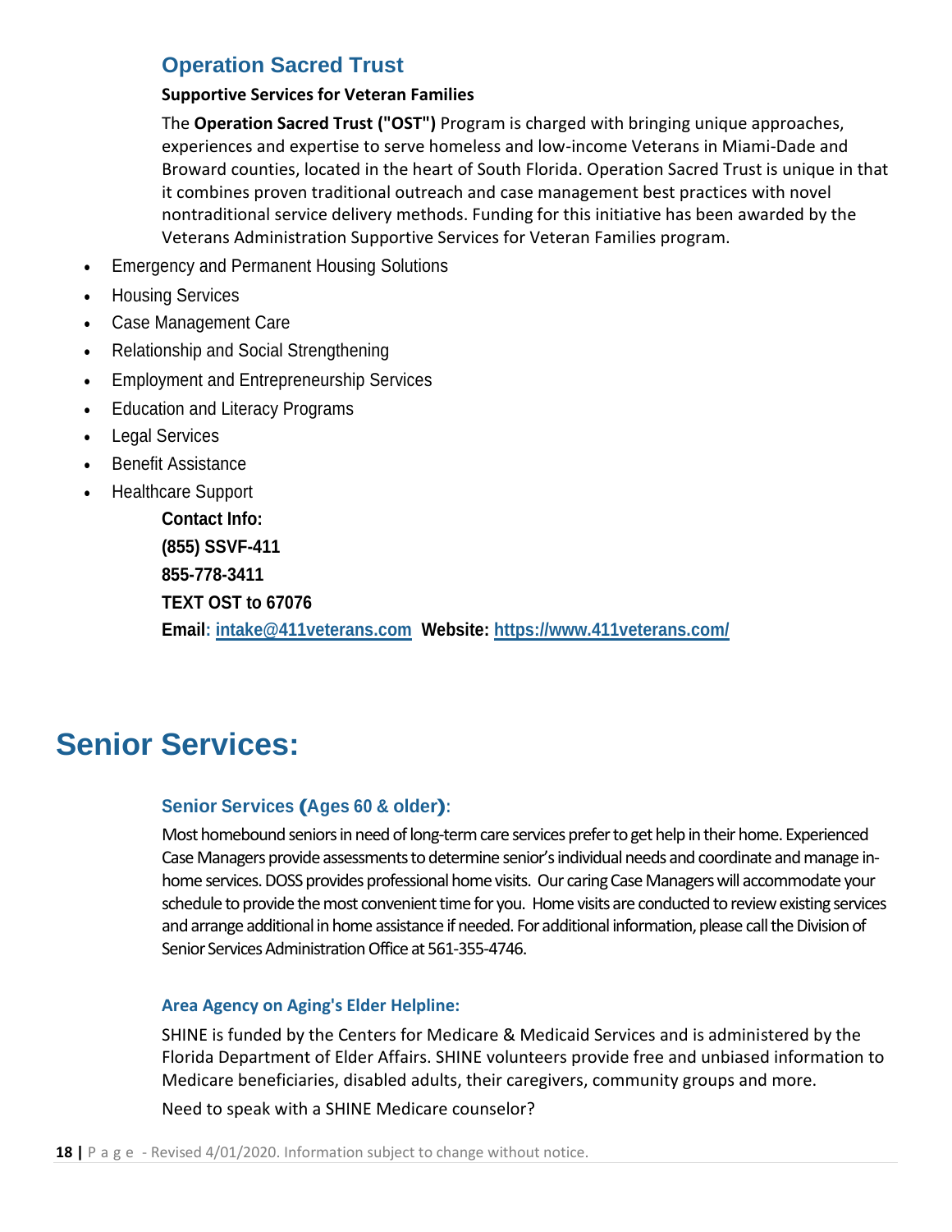## Operation Sacred Trust

**Supportive Services for Veteran Families**

The **Operation Sacred Trust ("OST")** Program is charged with bringing unique approaches, experiences and expertise to serve homeless and low-income Veterans in Miami-Dade and Broward counties, located in the heart of South Florida. Operation Sacred Trust is unique in that it combines proven traditional outreach and case management best practices with novel nontraditional service delivery methods. Funding for this initiative has been awarded by the Veterans Administration Supportive Services for Veteran Families program.

- Emergency and Permanent Housing Solutions
- Housing Services
- Case Management Care
- Relationship and Social Strengthening
- Employment and Entrepreneurship Services
- Education and Literacy Programs
- Legal Services
- Benefit Assistance
- Healthcare Support

**Contact Info:**

**(855) SSVF-411**

**855-778-3411**

**TEXT OST to 67076**

**Email: intake@411veterans.com Website: https://www.411veterans.com/**

# Senior Services:

### Senior Services (Ages 60 & older):

Most homebound seniors in need of long-term care services prefer to get help in their home. Experienced Case Managers provide assessments to determine senior's individual needs and coordinate and manage in-home services. DOSS provides professional home visits. Our caring Case Managers will accommodate your schedule to provide the most convenient time for you. Home visits are conducted to review existing services and arrange additional in home assistance if needed. For additional information, please call the Division of Senior Services Administration Office at 561-355-4746.

### Area Agency on Aging's Elder Helpline:

SHINE is funded by the Centers for Medicare & Medicaid Services and is administered by the Florida Department of Elder Affairs. SHINE volunteers provide free and unbiased information to Medicare beneficiaries, disabled adults, their caregivers, community groups and more.

Need to speak with a SHINE Medicare counselor?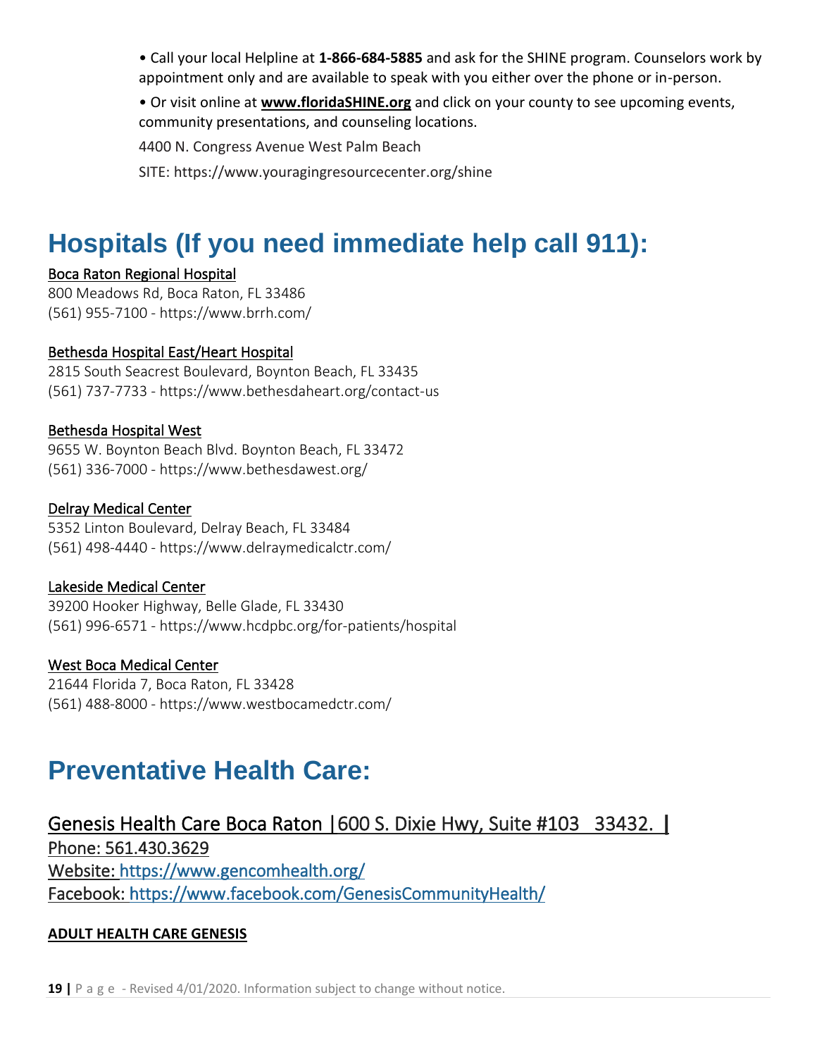- Call your local Helpline at **1-866-684-5885** and ask for the SHINE program. Counselors work by appointment only and are available to speak with you either over the phone or in-person.
- Or visit online at **www.floridaSHINE.org** and click on your county to see upcoming events, community presentations, and counseling locations.

4400 N. Congress Avenue West Palm Beach

SITE: https://www.youragingresourcecenter.org/shine

# Hospitals (If you need immediate help call 911):

Boca Raton Regional Hospital
800 Meadows Rd, Boca Raton, FL 33486
(561) 955-7100 - https://www.brrh.com/

Bethesda Hospital East/Heart Hospital
2815 South Seacrest Boulevard, Boynton Beach, FL 33435
(561) 737-7733 - https://www.bethesdaheart.org/contact-us

Bethesda Hospital West
9655 W. Boynton Beach Blvd. Boynton Beach, FL 33472
(561) 336-7000 - https://www.bethesdawest.org/

Delray Medical Center
5352 Linton Boulevard, Delray Beach, FL 33484
(561) 498-4440 - https://www.delraymedicalctr.com/

Lakeside Medical Center
39200 Hooker Highway, Belle Glade, FL 33430
(561) 996-6571 - https://www.hcdpbc.org/for-patients/hospital

West Boca Medical Center
21644 Florida 7, Boca Raton, FL 33428
(561) 488-8000 - https://www.westbocamedctr.com/

# Preventative Health Care:

Genesis Health Care Boca Raton |600 S. Dixie Hwy, Suite #103 33432. |
Phone: 561.430.3629
Website: https://www.gencomhealth.org/
Facebook: https://www.facebook.com/GenesisCommunityHealth/

**ADULT HEALTH CARE GENESIS**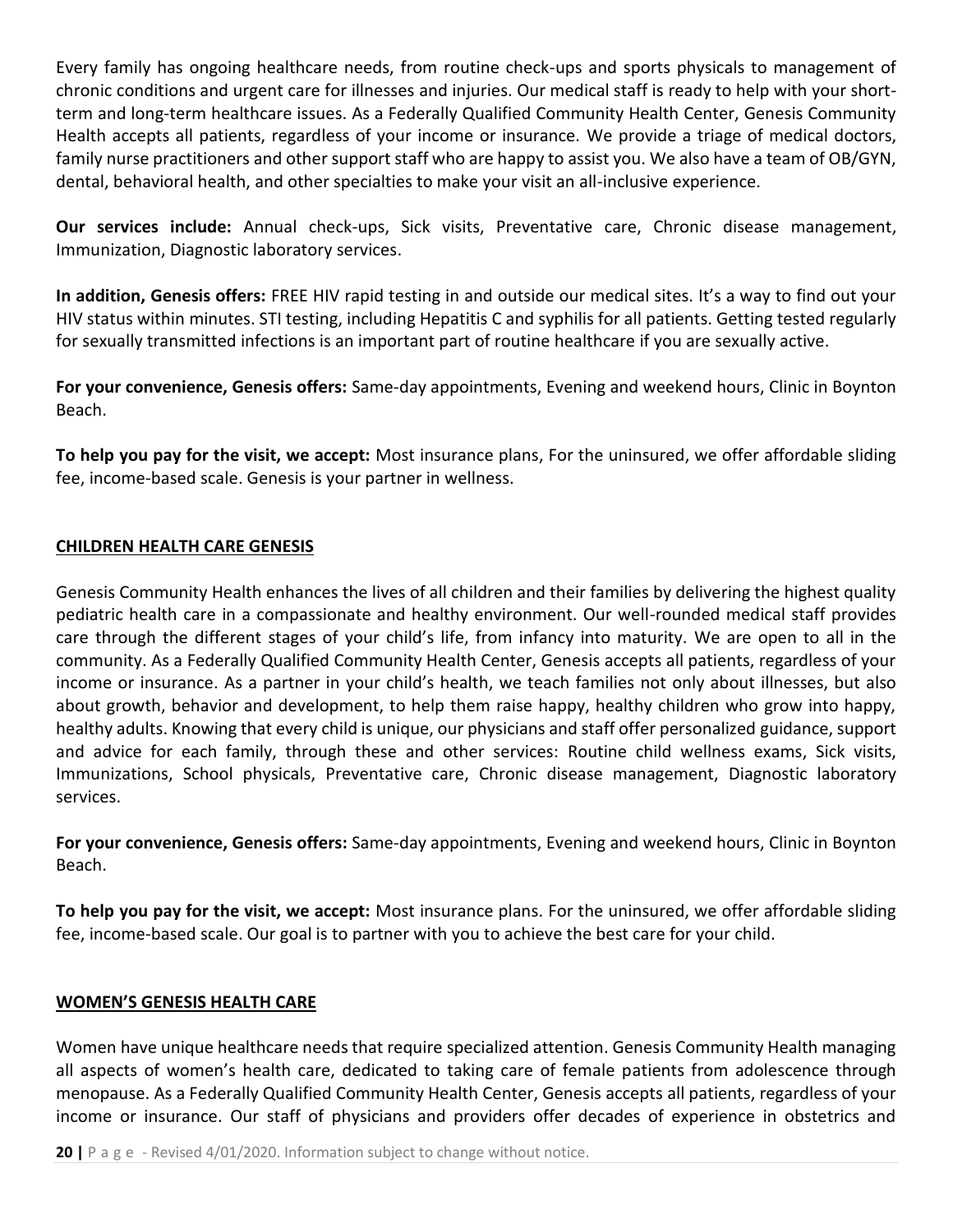Every family has ongoing healthcare needs, from routine check-ups and sports physicals to management of chronic conditions and urgent care for illnesses and injuries. Our medical staff is ready to help with your short-term and long-term healthcare issues. As a Federally Qualified Community Health Center, Genesis Community Health accepts all patients, regardless of your income or insurance. We provide a triage of medical doctors, family nurse practitioners and other support staff who are happy to assist you. We also have a team of OB/GYN, dental, behavioral health, and other specialties to make your visit an all-inclusive experience.

**Our services include:** Annual check-ups, Sick visits, Preventative care, Chronic disease management, Immunization, Diagnostic laboratory services.

**In addition, Genesis offers:** FREE HIV rapid testing in and outside our medical sites. It's a way to find out your HIV status within minutes. STI testing, including Hepatitis C and syphilis for all patients. Getting tested regularly for sexually transmitted infections is an important part of routine healthcare if you are sexually active.

**For your convenience, Genesis offers:** Same-day appointments, Evening and weekend hours, Clinic in Boynton Beach.

**To help you pay for the visit, we accept:** Most insurance plans, For the uninsured, we offer affordable sliding fee, income-based scale. Genesis is your partner in wellness.

## CHILDREN HEALTH CARE GENESIS

Genesis Community Health enhances the lives of all children and their families by delivering the highest quality pediatric health care in a compassionate and healthy environment. Our well-rounded medical staff provides care through the different stages of your child's life, from infancy into maturity. We are open to all in the community. As a Federally Qualified Community Health Center, Genesis accepts all patients, regardless of your income or insurance. As a partner in your child's health, we teach families not only about illnesses, but also about growth, behavior and development, to help them raise happy, healthy children who grow into happy, healthy adults. Knowing that every child is unique, our physicians and staff offer personalized guidance, support and advice for each family, through these and other services: Routine child wellness exams, Sick visits, Immunizations, School physicals, Preventative care, Chronic disease management, Diagnostic laboratory services.

**For your convenience, Genesis offers:** Same-day appointments, Evening and weekend hours, Clinic in Boynton Beach.

**To help you pay for the visit, we accept:** Most insurance plans. For the uninsured, we offer affordable sliding fee, income-based scale. Our goal is to partner with you to achieve the best care for your child.

## WOMEN'S GENESIS HEALTH CARE

Women have unique healthcare needs that require specialized attention. Genesis Community Health managing all aspects of women's health care, dedicated to taking care of female patients from adolescence through menopause. As a Federally Qualified Community Health Center, Genesis accepts all patients, regardless of your income or insurance. Our staff of physicians and providers offer decades of experience in obstetrics and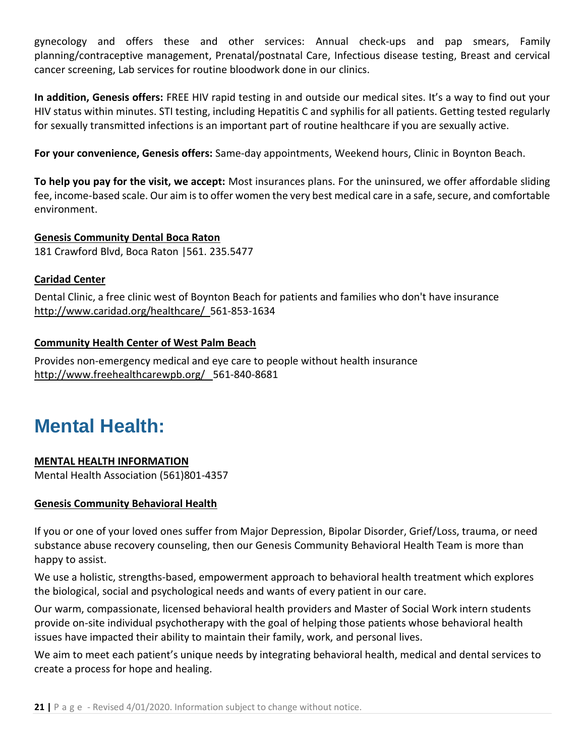gynecology and offers these and other services: Annual check-ups and pap smears, Family planning/contraceptive management, Prenatal/postnatal Care, Infectious disease testing, Breast and cervical cancer screening, Lab services for routine bloodwork done in our clinics.

**In addition, Genesis offers:** FREE HIV rapid testing in and outside our medical sites. It's a way to find out your HIV status within minutes. STI testing, including Hepatitis C and syphilis for all patients. Getting tested regularly for sexually transmitted infections is an important part of routine healthcare if you are sexually active.

**For your convenience, Genesis offers:** Same-day appointments, Weekend hours, Clinic in Boynton Beach.

**To help you pay for the visit, we accept:** Most insurances plans. For the uninsured, we offer affordable sliding fee, income-based scale. Our aim is to offer women the very best medical care in a safe, secure, and comfortable environment.

**Genesis Community Dental Boca Raton**
181 Crawford Blvd, Boca Raton |561. 235.5477

**Caridad Center**

Dental Clinic, a free clinic west of Boynton Beach for patients and families who don't have insurance
http://www.caridad.org/healthcare/ 561-853-1634

**Community Health Center of West Palm Beach**

Provides non-emergency medical and eye care to people without health insurance
http://www.freehealthcarewpb.org/ 561-840-8681

# Mental Health:

**MENTAL HEALTH INFORMATION**
Mental Health Association (561)801-4357

**Genesis Community Behavioral Health**

If you or one of your loved ones suffer from Major Depression, Bipolar Disorder, Grief/Loss, trauma, or need substance abuse recovery counseling, then our Genesis Community Behavioral Health Team is more than happy to assist.

We use a holistic, strengths-based, empowerment approach to behavioral health treatment which explores the biological, social and psychological needs and wants of every patient in our care.

Our warm, compassionate, licensed behavioral health providers and Master of Social Work intern students provide on-site individual psychotherapy with the goal of helping those patients whose behavioral health issues have impacted their ability to maintain their family, work, and personal lives.

We aim to meet each patient's unique needs by integrating behavioral health, medical and dental services to create a process for hope and healing.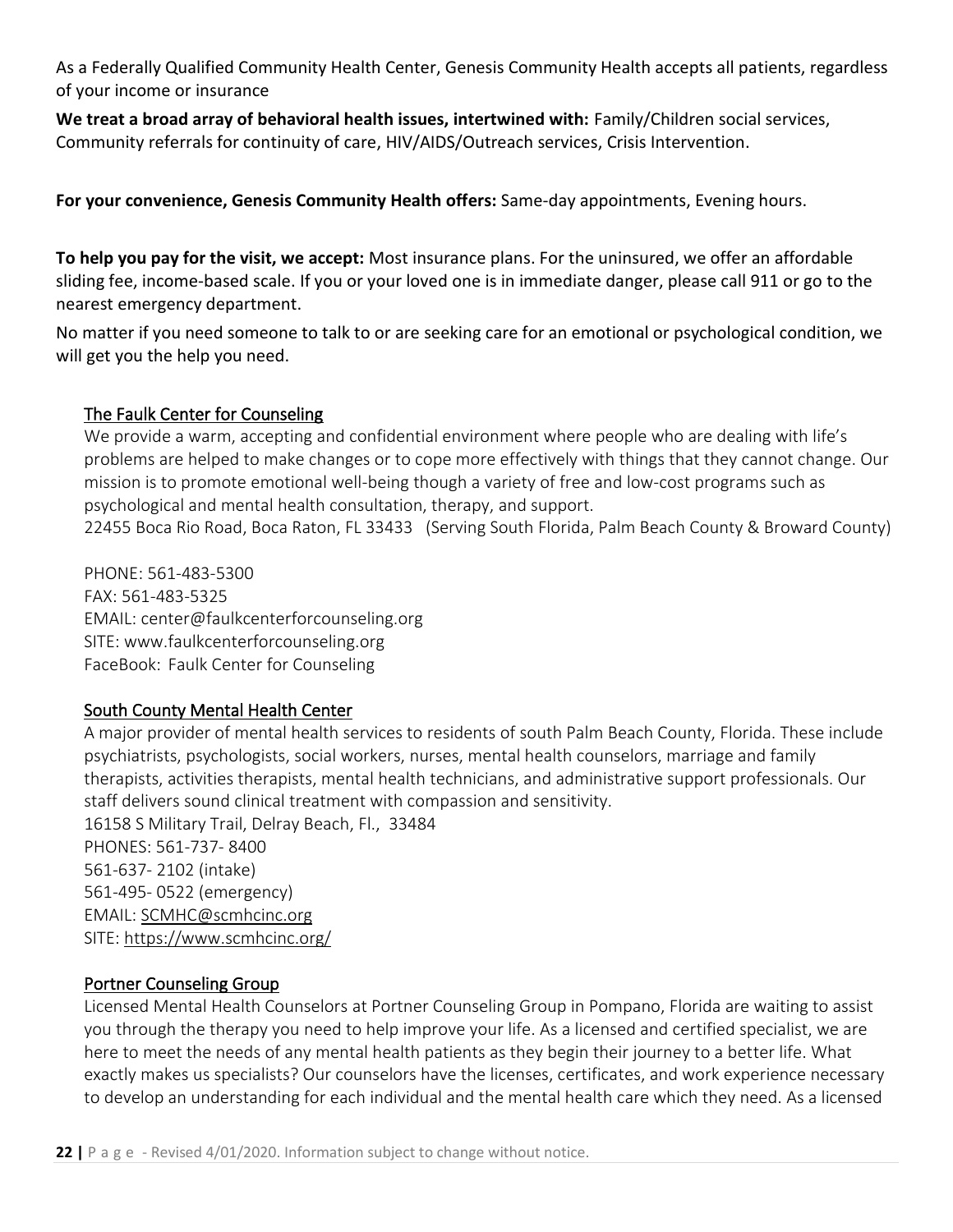As a Federally Qualified Community Health Center, Genesis Community Health accepts all patients, regardless of your income or insurance

**We treat a broad array of behavioral health issues, intertwined with:** Family/Children social services, Community referrals for continuity of care, HIV/AIDS/Outreach services, Crisis Intervention.

**For your convenience, Genesis Community Health offers:** Same-day appointments, Evening hours.

**To help you pay for the visit, we accept:** Most insurance plans. For the uninsured, we offer an affordable sliding fee, income-based scale. If you or your loved one is in immediate danger, please call 911 or go to the nearest emergency department.

No matter if you need someone to talk to or are seeking care for an emotional or psychological condition, we will get you the help you need.

### The Faulk Center for Counseling

We provide a warm, accepting and confidential environment where people who are dealing with life's problems are helped to make changes or to cope more effectively with things that they cannot change. Our mission is to promote emotional well-being though a variety of free and low-cost programs such as psychological and mental health consultation, therapy, and support.

22455 Boca Rio Road, Boca Raton, FL 33433 (Serving South Florida, Palm Beach County & Broward County)

PHONE: 561-483-5300
FAX: 561-483-5325
EMAIL: center@faulkcenterforcounseling.org
SITE: www.faulkcenterforcounseling.org
FaceBook: Faulk Center for Counseling

### South County Mental Health Center

A major provider of mental health services to residents of south Palm Beach County, Florida. These include psychiatrists, psychologists, social workers, nurses, mental health counselors, marriage and family therapists, activities therapists, mental health technicians, and administrative support professionals. Our staff delivers sound clinical treatment with compassion and sensitivity.

16158 S Military Trail, Delray Beach, Fl., 33484
PHONES: 561-737- 8400
561-637- 2102 (intake)
561-495- 0522 (emergency)
EMAIL: SCMHC@scmhcinc.org
SITE: https://www.scmhcinc.org/

### Portner Counseling Group

Licensed Mental Health Counselors at Portner Counseling Group in Pompano, Florida are waiting to assist you through the therapy you need to help improve your life. As a licensed and certified specialist, we are here to meet the needs of any mental health patients as they begin their journey to a better life. What exactly makes us specialists? Our counselors have the licenses, certificates, and work experience necessary to develop an understanding for each individual and the mental health care which they need. As a licensed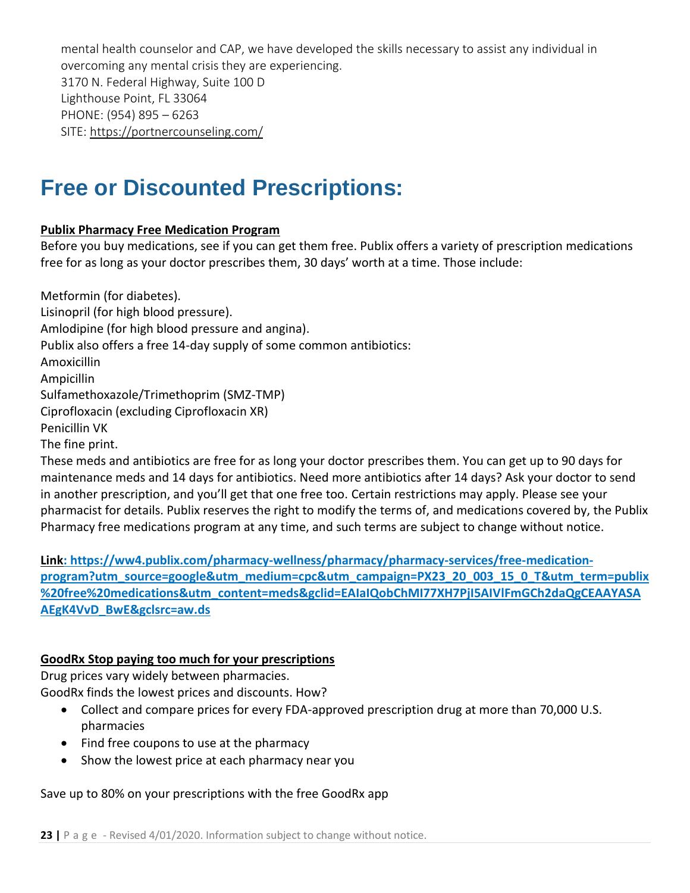mental health counselor and CAP, we have developed the skills necessary to assist any individual in overcoming any mental crisis they are experiencing.
3170 N. Federal Highway, Suite 100 D
Lighthouse Point, FL 33064
PHONE: (954) 895 – 6263
SITE: https://portnercounseling.com/

# Free or Discounted Prescriptions:

**Publix Pharmacy Free Medication Program**

Before you buy medications, see if you can get them free. Publix offers a variety of prescription medications free for as long as your doctor prescribes them, 30 days' worth at a time. Those include:

Metformin (for diabetes).
Lisinopril (for high blood pressure).
Amlodipine (for high blood pressure and angina).
Publix also offers a free 14-day supply of some common antibiotics:
Amoxicillin
Ampicillin
Sulfamethoxazole/Trimethoprim (SMZ-TMP)
Ciprofloxacin (excluding Ciprofloxacin XR)
Penicillin VK
The fine print.
These meds and antibiotics are free for as long your doctor prescribes them. You can get up to 90 days for maintenance meds and 14 days for antibiotics. Need more antibiotics after 14 days? Ask your doctor to send in another prescription, and you'll get that one free too. Certain restrictions may apply. Please see your pharmacist for details. Publix reserves the right to modify the terms of, and medications covered by, the Publix Pharmacy free medications program at any time, and such terms are subject to change without notice.

**Link: https://ww4.publix.com/pharmacy-wellness/pharmacy/pharmacy-services/free-medication-program?utm_source=google&utm_medium=cpc&utm_campaign=PX23_20_003_15_0_T&utm_term=publix%20free%20medications&utm_content=meds&gclid=EAIaIQobChMI77XH7PjI5AIVlFmGCh2daQgCEAAYASAAEgK4VvD_BwE&gclsrc=aw.ds**

**GoodRx Stop paying too much for your prescriptions**

Drug prices vary widely between pharmacies.
GoodRx finds the lowest prices and discounts. How?

- Collect and compare prices for every FDA-approved prescription drug at more than 70,000 U.S. pharmacies
- Find free coupons to use at the pharmacy
- Show the lowest price at each pharmacy near you

Save up to 80% on your prescriptions with the free GoodRx app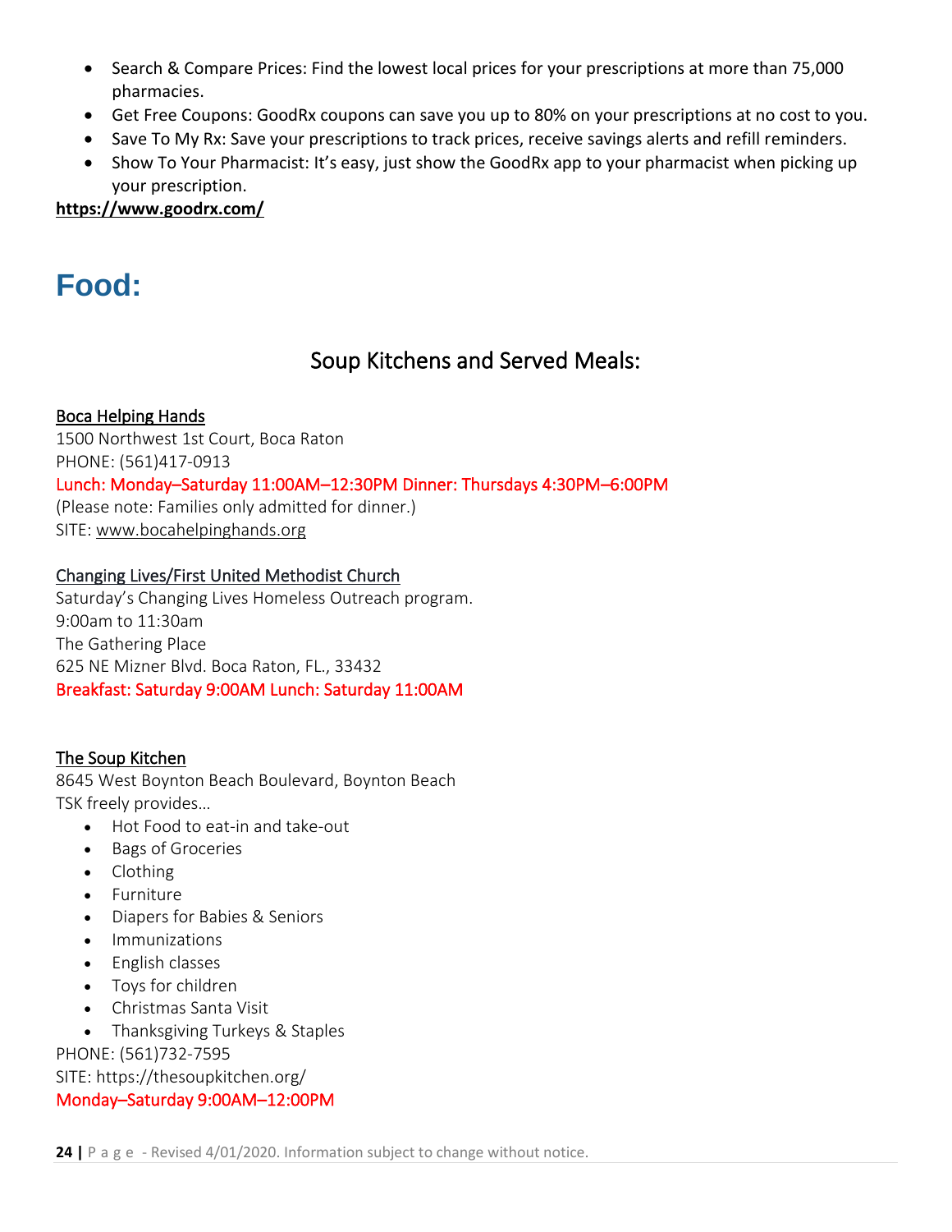- Search & Compare Prices: Find the lowest local prices for your prescriptions at more than 75,000 pharmacies.
- Get Free Coupons: GoodRx coupons can save you up to 80% on your prescriptions at no cost to you.
- Save To My Rx: Save your prescriptions to track prices, receive savings alerts and refill reminders.
- Show To Your Pharmacist: It's easy, just show the GoodRx app to your pharmacist when picking up your prescription.

**https://www.goodrx.com/**

# Food:

## Soup Kitchens and Served Meals:

Boca Helping Hands
1500 Northwest 1st Court, Boca Raton
PHONE: (561)417-0913
Lunch: Monday–Saturday 11:00AM–12:30PM Dinner: Thursdays 4:30PM–6:00PM
(Please note: Families only admitted for dinner.)
SITE: www.bocahelpinghands.org

Changing Lives/First United Methodist Church
Saturday's Changing Lives Homeless Outreach program.
9:00am to 11:30am
The Gathering Place
625 NE Mizner Blvd. Boca Raton, FL., 33432
Breakfast: Saturday 9:00AM Lunch: Saturday 11:00AM

The Soup Kitchen
8645 West Boynton Beach Boulevard, Boynton Beach
TSK freely provides…

- Hot Food to eat-in and take-out
- Bags of Groceries
- Clothing
- Furniture
- Diapers for Babies & Seniors
- Immunizations
- English classes
- Toys for children
- Christmas Santa Visit
- Thanksgiving Turkeys & Staples

PHONE: (561)732-7595
SITE: https://thesoupkitchen.org/
Monday–Saturday 9:00AM–12:00PM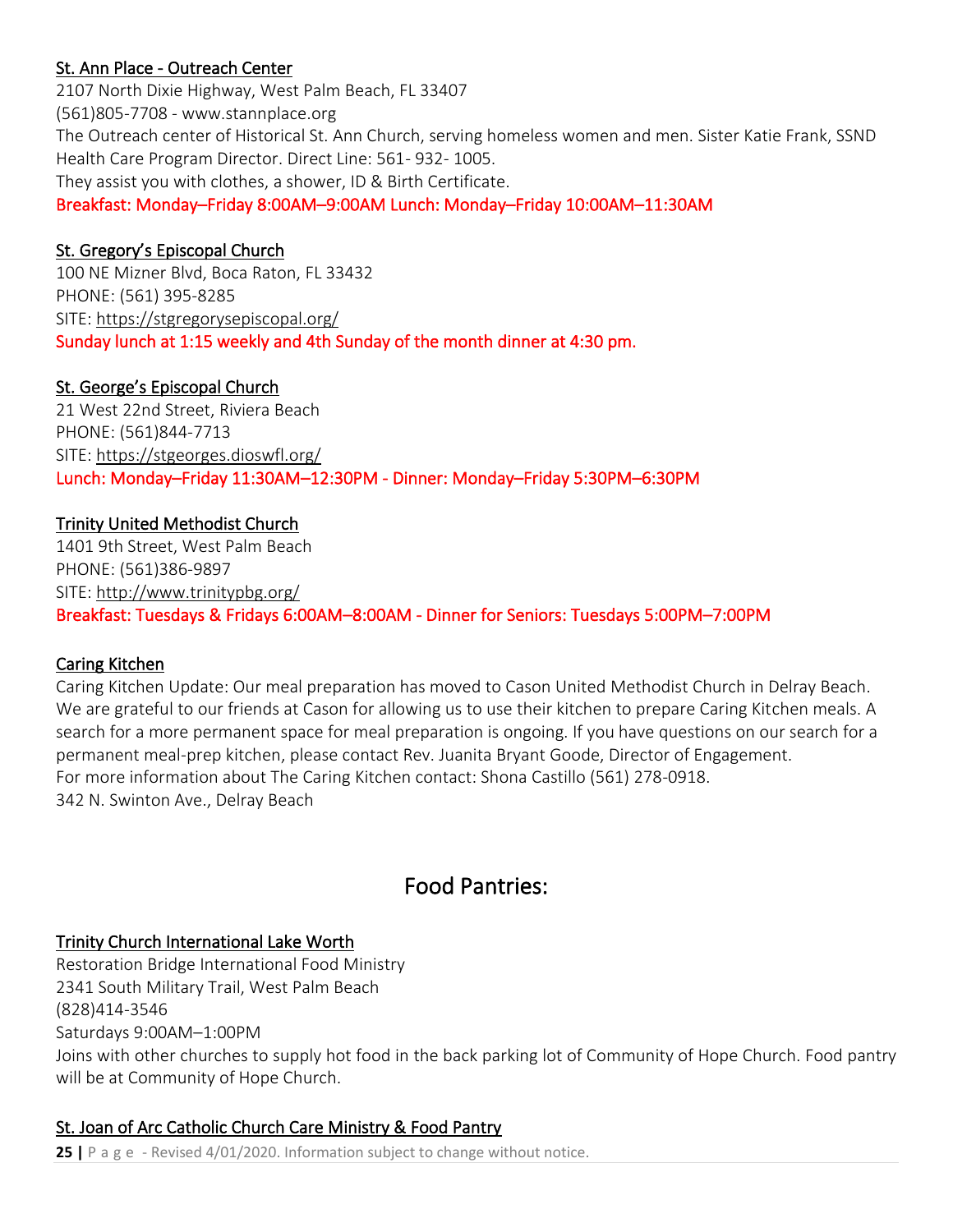St. Ann Place - Outreach Center

2107 North Dixie Highway, West Palm Beach, FL 33407
(561)805-7708 - www.stannplace.org
The Outreach center of Historical St. Ann Church, serving homeless women and men. Sister Katie Frank, SSND Health Care Program Director. Direct Line: 561- 932- 1005.
They assist you with clothes, a shower, ID & Birth Certificate.
Breakfast: Monday–Friday 8:00AM–9:00AM Lunch: Monday–Friday 10:00AM–11:30AM

St. Gregory's Episcopal Church

100 NE Mizner Blvd, Boca Raton, FL 33432
PHONE: (561) 395-8285
SITE: https://stgregorysepiscopal.org/
Sunday lunch at 1:15 weekly and 4th Sunday of the month dinner at 4:30 pm.

St. George's Episcopal Church

21 West 22nd Street, Riviera Beach
PHONE: (561)844-7713
SITE: https://stgeorges.dioswfl.org/
Lunch: Monday–Friday 11:30AM–12:30PM - Dinner: Monday–Friday 5:30PM–6:30PM

Trinity United Methodist Church

1401 9th Street, West Palm Beach
PHONE: (561)386-9897
SITE: http://www.trinitypbg.org/
Breakfast: Tuesdays & Fridays 6:00AM–8:00AM - Dinner for Seniors: Tuesdays 5:00PM–7:00PM

Caring Kitchen

Caring Kitchen Update: Our meal preparation has moved to Cason United Methodist Church in Delray Beach. We are grateful to our friends at Cason for allowing us to use their kitchen to prepare Caring Kitchen meals. A search for a more permanent space for meal preparation is ongoing. If you have questions on our search for a permanent meal-prep kitchen, please contact Rev. Juanita Bryant Goode, Director of Engagement.
For more information about The Caring Kitchen contact: Shona Castillo (561) 278-0918.
342 N. Swinton Ave., Delray Beach

## Food Pantries:

Trinity Church International Lake Worth

Restoration Bridge International Food Ministry
2341 South Military Trail, West Palm Beach
(828)414-3546
Saturdays 9:00AM–1:00PM
Joins with other churches to supply hot food in the back parking lot of Community of Hope Church. Food pantry will be at Community of Hope Church.

St. Joan of Arc Catholic Church Care Ministry & Food Pantry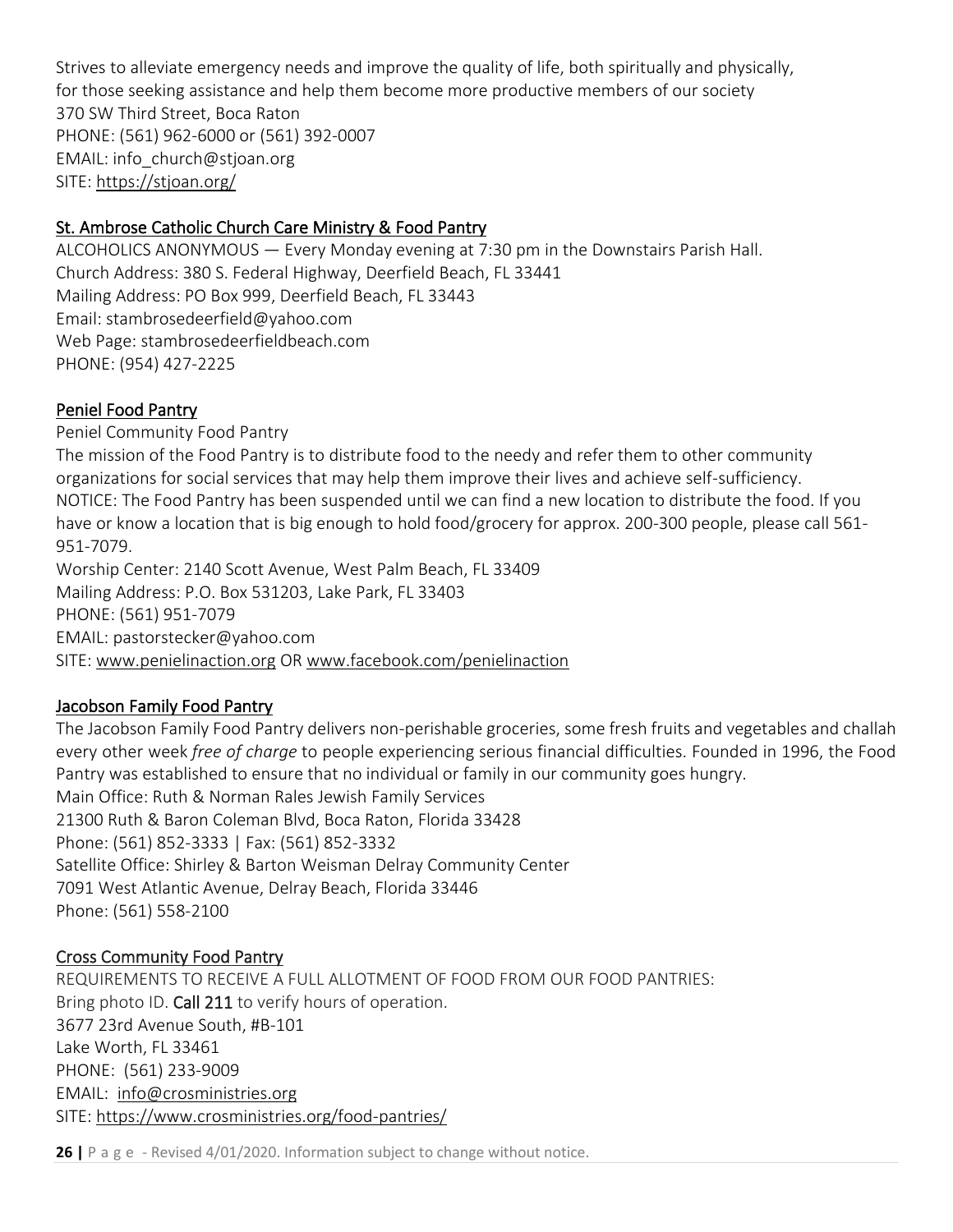Strives to alleviate emergency needs and improve the quality of life, both spiritually and physically, for those seeking assistance and help them become more productive members of our society
370 SW Third Street, Boca Raton
PHONE: (561) 962-6000 or (561) 392-0007
EMAIL: info_church@stjoan.org
SITE: https://stjoan.org/

### St. Ambrose Catholic Church Care Ministry & Food Pantry

ALCOHOLICS ANONYMOUS — Every Monday evening at 7:30 pm in the Downstairs Parish Hall.
Church Address: 380 S. Federal Highway, Deerfield Beach, FL 33441
Mailing Address: PO Box 999, Deerfield Beach, FL 33443
Email: stambrosedeerfield@yahoo.com
Web Page: stambrosedeerfieldbeach.com
PHONE: (954) 427-2225

### Peniel Food Pantry

Peniel Community Food Pantry
The mission of the Food Pantry is to distribute food to the needy and refer them to other community organizations for social services that may help them improve their lives and achieve self-sufficiency.
NOTICE: The Food Pantry has been suspended until we can find a new location to distribute the food. If you have or know a location that is big enough to hold food/grocery for approx. 200-300 people, please call 561-951-7079.
Worship Center: 2140 Scott Avenue, West Palm Beach, FL 33409
Mailing Address: P.O. Box 531203, Lake Park, FL 33403
PHONE: (561) 951-7079
EMAIL: pastorstecker@yahoo.com
SITE: www.penielinaction.org OR www.facebook.com/penielinaction

### Jacobson Family Food Pantry

The Jacobson Family Food Pantry delivers non-perishable groceries, some fresh fruits and vegetables and challah every other week *free of charge* to people experiencing serious financial difficulties. Founded in 1996, the Food Pantry was established to ensure that no individual or family in our community goes hungry.
Main Office: Ruth & Norman Rales Jewish Family Services
21300 Ruth & Baron Coleman Blvd, Boca Raton, Florida 33428
Phone: (561) 852-3333 | Fax: (561) 852-3332
Satellite Office: Shirley & Barton Weisman Delray Community Center
7091 West Atlantic Avenue, Delray Beach, Florida 33446
Phone: (561) 558-2100

### Cross Community Food Pantry

REQUIREMENTS TO RECEIVE A FULL ALLOTMENT OF FOOD FROM OUR FOOD PANTRIES:
Bring photo ID. **Call 211** to verify hours of operation.
3677 23rd Avenue South, #B-101
Lake Worth, FL 33461
PHONE: (561) 233-9009
EMAIL: info@crosministries.org
SITE: https://www.crosministries.org/food-pantries/

Revised 4/01/2020. Information subject to change without notice.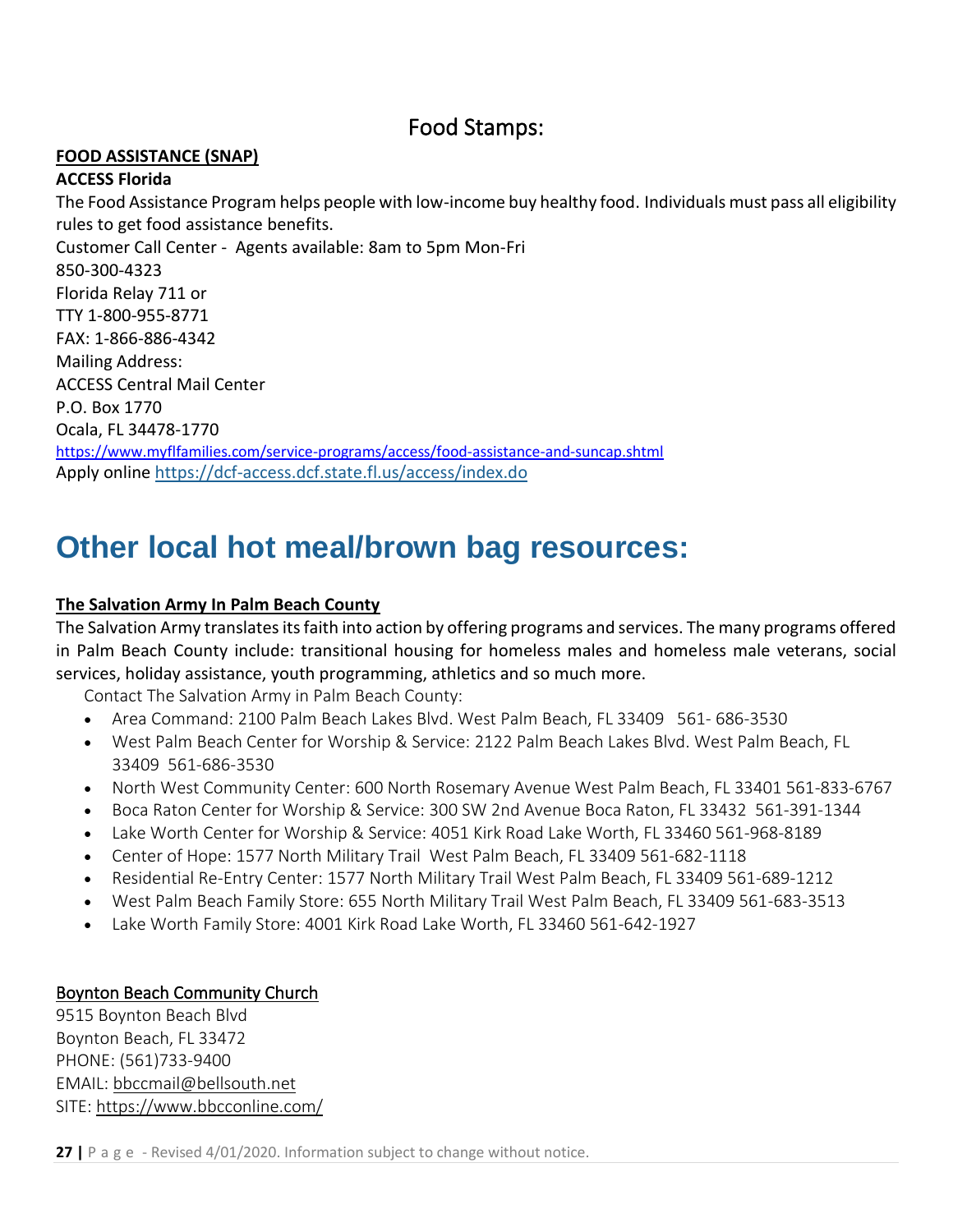## Food Stamps:

**FOOD ASSISTANCE (SNAP)**

**ACCESS Florida**

The Food Assistance Program helps people with low-income buy healthy food. Individuals must pass all eligibility rules to get food assistance benefits.

Customer Call Center - Agents available: 8am to 5pm Mon-Fri
850-300-4323
Florida Relay 711 or
TTY 1-800-955-8771
FAX: 1-866-886-4342
Mailing Address:
ACCESS Central Mail Center
P.O. Box 1770
Ocala, FL 34478-1770
https://www.myflfamilies.com/service-programs/access/food-assistance-and-suncap.shtml
Apply online https://dcf-access.dcf.state.fl.us/access/index.do

# Other local hot meal/brown bag resources:

**The Salvation Army In Palm Beach County**

The Salvation Army translates its faith into action by offering programs and services. The many programs offered in Palm Beach County include: transitional housing for homeless males and homeless male veterans, social services, holiday assistance, youth programming, athletics and so much more.

Contact The Salvation Army in Palm Beach County:

- Area Command: 2100 Palm Beach Lakes Blvd. West Palm Beach, FL 33409 561- 686-3530
- West Palm Beach Center for Worship & Service: 2122 Palm Beach Lakes Blvd. West Palm Beach, FL 33409 561-686-3530
- North West Community Center: 600 North Rosemary Avenue West Palm Beach, FL 33401 561-833-6767
- Boca Raton Center for Worship & Service: 300 SW 2nd Avenue Boca Raton, FL 33432 561-391-1344
- Lake Worth Center for Worship & Service: 4051 Kirk Road Lake Worth, FL 33460 561-968-8189
- Center of Hope: 1577 North Military Trail West Palm Beach, FL 33409 561-682-1118
- Residential Re-Entry Center: 1577 North Military Trail West Palm Beach, FL 33409 561-689-1212
- West Palm Beach Family Store: 655 North Military Trail West Palm Beach, FL 33409 561-683-3513
- Lake Worth Family Store: 4001 Kirk Road Lake Worth, FL 33460 561-642-1927

**Boynton Beach Community Church**

9515 Boynton Beach Blvd
Boynton Beach, FL 33472
PHONE: (561)733-9400
EMAIL: bbccmail@bellsouth.net
SITE: https://www.bbcconline.com/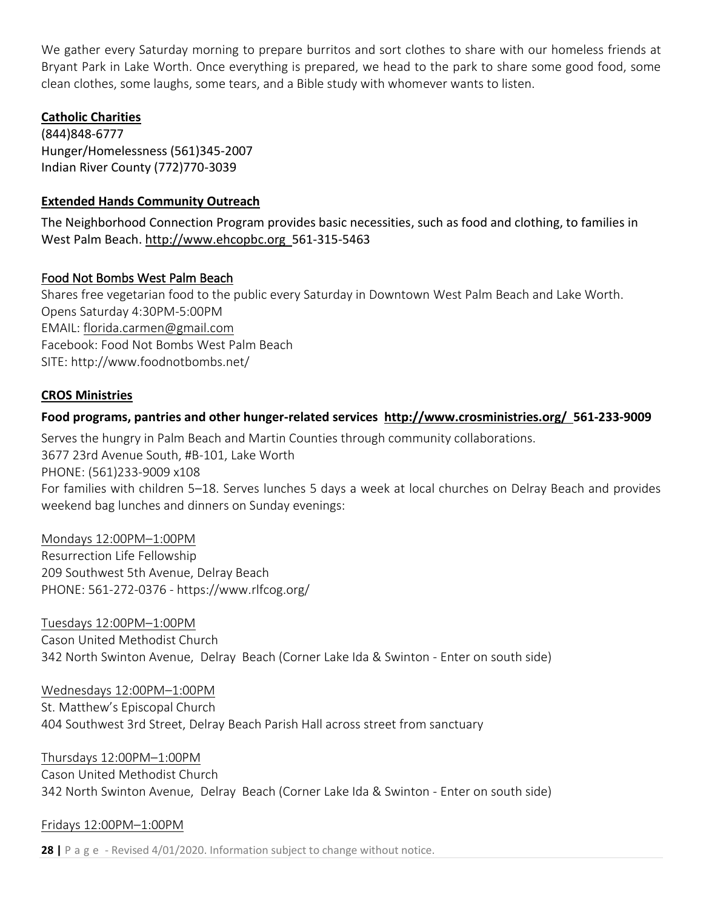We gather every Saturday morning to prepare burritos and sort clothes to share with our homeless friends at Bryant Park in Lake Worth. Once everything is prepared, we head to the park to share some good food, some clean clothes, some laughs, some tears, and a Bible study with whomever wants to listen.

**Catholic Charities**

(844)848-6777
Hunger/Homelessness (561)345-2007
Indian River County (772)770-3039

**Extended Hands Community Outreach**

The Neighborhood Connection Program provides basic necessities, such as food and clothing, to families in West Palm Beach. http://www.ehcopbc.org 561-315-5463

Food Not Bombs West Palm Beach

Shares free vegetarian food to the public every Saturday in Downtown West Palm Beach and Lake Worth.
Opens Saturday 4:30PM-5:00PM
EMAIL: florida.carmen@gmail.com
Facebook: Food Not Bombs West Palm Beach
SITE: http://www.foodnotbombs.net/

**CROS Ministries**

**Food programs, pantries and other hunger-related services http://www.crosministries.org/ 561-233-9009**

Serves the hungry in Palm Beach and Martin Counties through community collaborations.
3677 23rd Avenue South, #B-101, Lake Worth
PHONE: (561)233-9009 x108
For families with children 5–18. Serves lunches 5 days a week at local churches on Delray Beach and provides weekend bag lunches and dinners on Sunday evenings:

Mondays 12:00PM–1:00PM
Resurrection Life Fellowship
209 Southwest 5th Avenue, Delray Beach
PHONE: 561-272-0376 - https://www.rlfcog.org/

Tuesdays 12:00PM–1:00PM
Cason United Methodist Church
342 North Swinton Avenue, Delray Beach (Corner Lake Ida & Swinton - Enter on south side)

Wednesdays 12:00PM–1:00PM
St. Matthew's Episcopal Church
404 Southwest 3rd Street, Delray Beach Parish Hall across street from sanctuary

Thursdays 12:00PM–1:00PM
Cason United Methodist Church
342 North Swinton Avenue, Delray Beach (Corner Lake Ida & Swinton - Enter on south side)

Fridays 12:00PM–1:00PM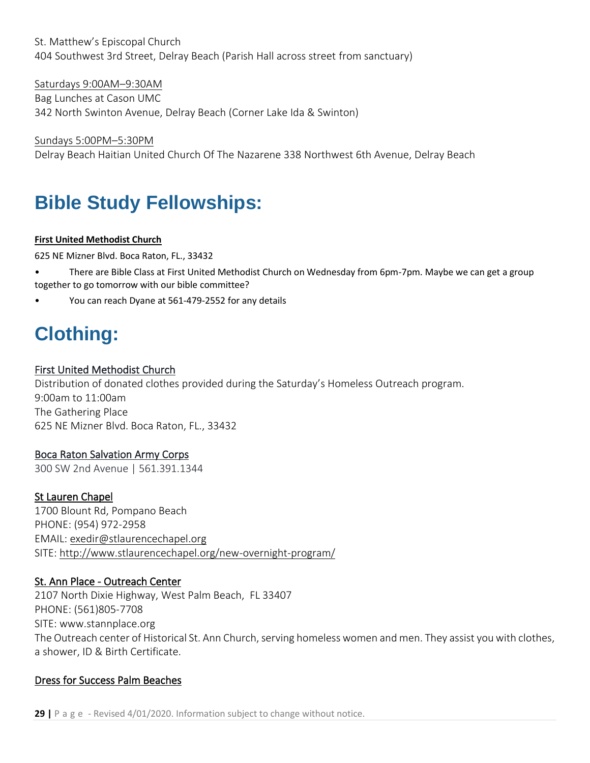St. Matthew's Episcopal Church
404 Southwest 3rd Street, Delray Beach (Parish Hall across street from sanctuary)

Saturdays 9:00AM–9:30AM
Bag Lunches at Cason UMC
342 North Swinton Avenue, Delray Beach (Corner Lake Ida & Swinton)

Sundays 5:00PM–5:30PM
Delray Beach Haitian United Church Of The Nazarene 338 Northwest 6th Avenue, Delray Beach

# Bible Study Fellowships:

**First United Methodist Church**

625 NE Mizner Blvd. Boca Raton, FL., 33432

- There are Bible Class at First United Methodist Church on Wednesday from 6pm-7pm. Maybe we can get a group together to go tomorrow with our bible committee?
- You can reach Dyane at 561-479-2552 for any details

# Clothing:

First United Methodist Church
Distribution of donated clothes provided during the Saturday's Homeless Outreach program.
9:00am to 11:00am
The Gathering Place
625 NE Mizner Blvd. Boca Raton, FL., 33432

Boca Raton Salvation Army Corps
300 SW 2nd Avenue | 561.391.1344

St Lauren Chapel
1700 Blount Rd, Pompano Beach
PHONE: (954) 972-2958
EMAIL: exedir@stlaurencechapel.org
SITE: http://www.stlaurencechapel.org/new-overnight-program/

St. Ann Place - Outreach Center
2107 North Dixie Highway, West Palm Beach, FL 33407
PHONE: (561)805-7708
SITE: www.stannplace.org
The Outreach center of Historical St. Ann Church, serving homeless women and men. They assist you with clothes, a shower, ID & Birth Certificate.

Dress for Success Palm Beaches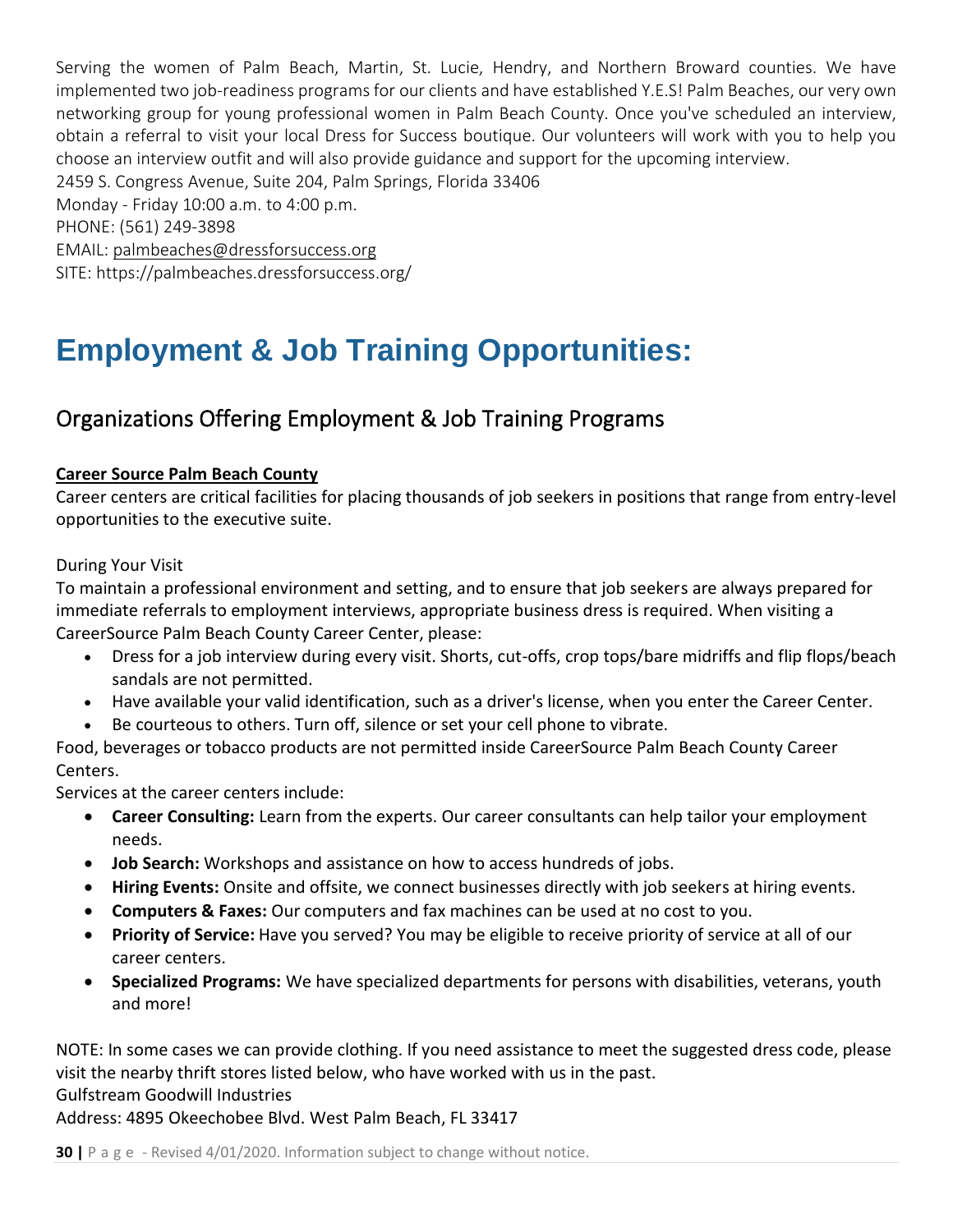Serving the women of Palm Beach, Martin, St. Lucie, Hendry, and Northern Broward counties. We have implemented two job-readiness programs for our clients and have established Y.E.S! Palm Beaches, our very own networking group for young professional women in Palm Beach County. Once you've scheduled an interview, obtain a referral to visit your local Dress for Success boutique. Our volunteers will work with you to help you choose an interview outfit and will also provide guidance and support for the upcoming interview.
2459 S. Congress Avenue, Suite 204, Palm Springs, Florida 33406
Monday - Friday 10:00 a.m. to 4:00 p.m.
PHONE: (561) 249-3898
EMAIL: palmbeaches@dressforsuccess.org
SITE: https://palmbeaches.dressforsuccess.org/

# Employment & Job Training Opportunities:

## Organizations Offering Employment & Job Training Programs

**Career Source Palm Beach County**

Career centers are critical facilities for placing thousands of job seekers in positions that range from entry-level opportunities to the executive suite.

During Your Visit
To maintain a professional environment and setting, and to ensure that job seekers are always prepared for immediate referrals to employment interviews, appropriate business dress is required. When visiting a CareerSource Palm Beach County Career Center, please:

- Dress for a job interview during every visit. Shorts, cut-offs, crop tops/bare midriffs and flip flops/beach sandals are not permitted.
- Have available your valid identification, such as a driver's license, when you enter the Career Center.
- Be courteous to others. Turn off, silence or set your cell phone to vibrate.

Food, beverages or tobacco products are not permitted inside CareerSource Palm Beach County Career Centers.
Services at the career centers include:

- **Career Consulting:** Learn from the experts. Our career consultants can help tailor your employment needs.
- **Job Search:** Workshops and assistance on how to access hundreds of jobs.
- **Hiring Events:** Onsite and offsite, we connect businesses directly with job seekers at hiring events.
- **Computers & Faxes:** Our computers and fax machines can be used at no cost to you.
- **Priority of Service:** Have you served? You may be eligible to receive priority of service at all of our career centers.
- **Specialized Programs:** We have specialized departments for persons with disabilities, veterans, youth and more!

NOTE: In some cases we can provide clothing. If you need assistance to meet the suggested dress code, please visit the nearby thrift stores listed below, who have worked with us in the past.
Gulfstream Goodwill Industries
Address: 4895 Okeechobee Blvd. West Palm Beach, FL 33417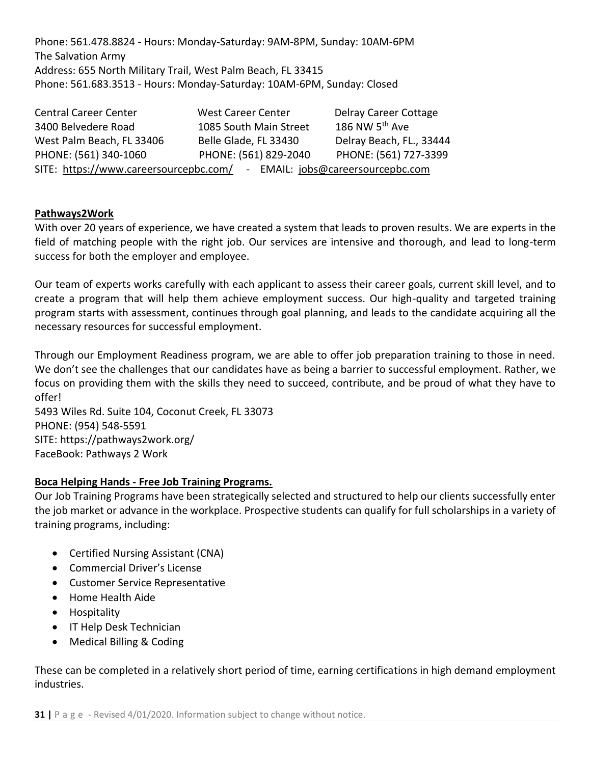Phone: 561.478.8824 - Hours: Monday-Saturday: 9AM-8PM, Sunday: 10AM-6PM
The Salvation Army
Address: 655 North Military Trail, West Palm Beach, FL 33415
Phone: 561.683.3513 - Hours: Monday-Saturday: 10AM-6PM, Sunday: Closed

| Central Career Center | West Career Center | Delray Career Cottage |
| --- | --- | --- |
| 3400 Belvedere Road | 1085 South Main Street | 186 NW 5th Ave |
| West Palm Beach, FL 33406 | Belle Glade, FL 33430 | Delray Beach, FL., 33444 |
| PHONE: (561) 340-1060 | PHONE: (561) 829-2040 | PHONE: (561) 727-3399 |

SITE: https://www.careersourcepbc.com/ - EMAIL: jobs@careersourcepbc.com

**Pathways2Work**

With over 20 years of experience, we have created a system that leads to proven results. We are experts in the field of matching people with the right job. Our services are intensive and thorough, and lead to long-term success for both the employer and employee.

Our team of experts works carefully with each applicant to assess their career goals, current skill level, and to create a program that will help them achieve employment success. Our high-quality and targeted training program starts with assessment, continues through goal planning, and leads to the candidate acquiring all the necessary resources for successful employment.

Through our Employment Readiness program, we are able to offer job preparation training to those in need. We don't see the challenges that our candidates have as being a barrier to successful employment. Rather, we focus on providing them with the skills they need to succeed, contribute, and be proud of what they have to offer!
5493 Wiles Rd. Suite 104, Coconut Creek, FL 33073
PHONE: (954) 548-5591
SITE: https://pathways2work.org/
FaceBook: Pathways 2 Work

**Boca Helping Hands - Free Job Training Programs.**

Our Job Training Programs have been strategically selected and structured to help our clients successfully enter the job market or advance in the workplace. Prospective students can qualify for full scholarships in a variety of training programs, including:

- Certified Nursing Assistant (CNA)
- Commercial Driver's License
- Customer Service Representative
- Home Health Aide
- Hospitality
- IT Help Desk Technician
- Medical Billing & Coding

These can be completed in a relatively short period of time, earning certifications in high demand employment industries.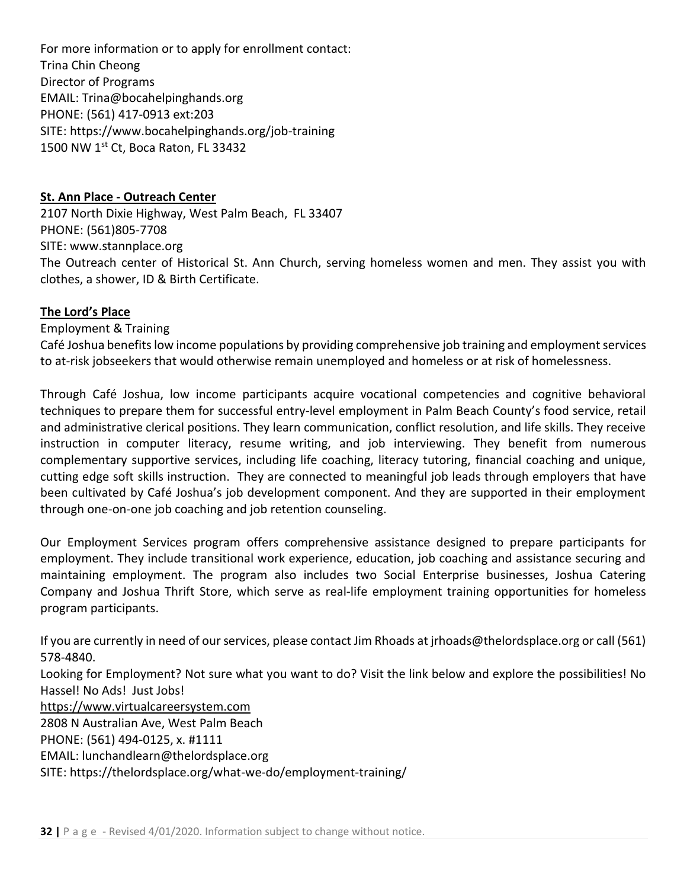For more information or to apply for enrollment contact:
Trina Chin Cheong
Director of Programs
EMAIL: Trina@bocahelpinghands.org
PHONE: (561) 417-0913 ext:203
SITE: https://www.bocahelpinghands.org/job-training
1500 NW 1st Ct, Boca Raton, FL 33432

**St. Ann Place - Outreach Center**

2107 North Dixie Highway, West Palm Beach, FL 33407
PHONE: (561)805-7708
SITE: www.stannplace.org
The Outreach center of Historical St. Ann Church, serving homeless women and men. They assist you with clothes, a shower, ID & Birth Certificate.

**The Lord's Place**

Employment & Training
Café Joshua benefits low income populations by providing comprehensive job training and employment services to at-risk jobseekers that would otherwise remain unemployed and homeless or at risk of homelessness.

Through Café Joshua, low income participants acquire vocational competencies and cognitive behavioral techniques to prepare them for successful entry-level employment in Palm Beach County's food service, retail and administrative clerical positions. They learn communication, conflict resolution, and life skills. They receive instruction in computer literacy, resume writing, and job interviewing. They benefit from numerous complementary supportive services, including life coaching, literacy tutoring, financial coaching and unique, cutting edge soft skills instruction. They are connected to meaningful job leads through employers that have been cultivated by Café Joshua's job development component. And they are supported in their employment through one-on-one job coaching and job retention counseling.

Our Employment Services program offers comprehensive assistance designed to prepare participants for employment. They include transitional work experience, education, job coaching and assistance securing and maintaining employment. The program also includes two Social Enterprise businesses, Joshua Catering Company and Joshua Thrift Store, which serve as real-life employment training opportunities for homeless program participants.

If you are currently in need of our services, please contact Jim Rhoads at jrhoads@thelordsplace.org or call (561) 578-4840.
Looking for Employment? Not sure what you want to do? Visit the link below and explore the possibilities! No Hassel! No Ads! Just Jobs!
https://www.virtualcareersystem.com
2808 N Australian Ave, West Palm Beach
PHONE: (561) 494-0125, x. #1111
EMAIL: lunchandlearn@thelordsplace.org
SITE: https://thelordsplace.org/what-we-do/employment-training/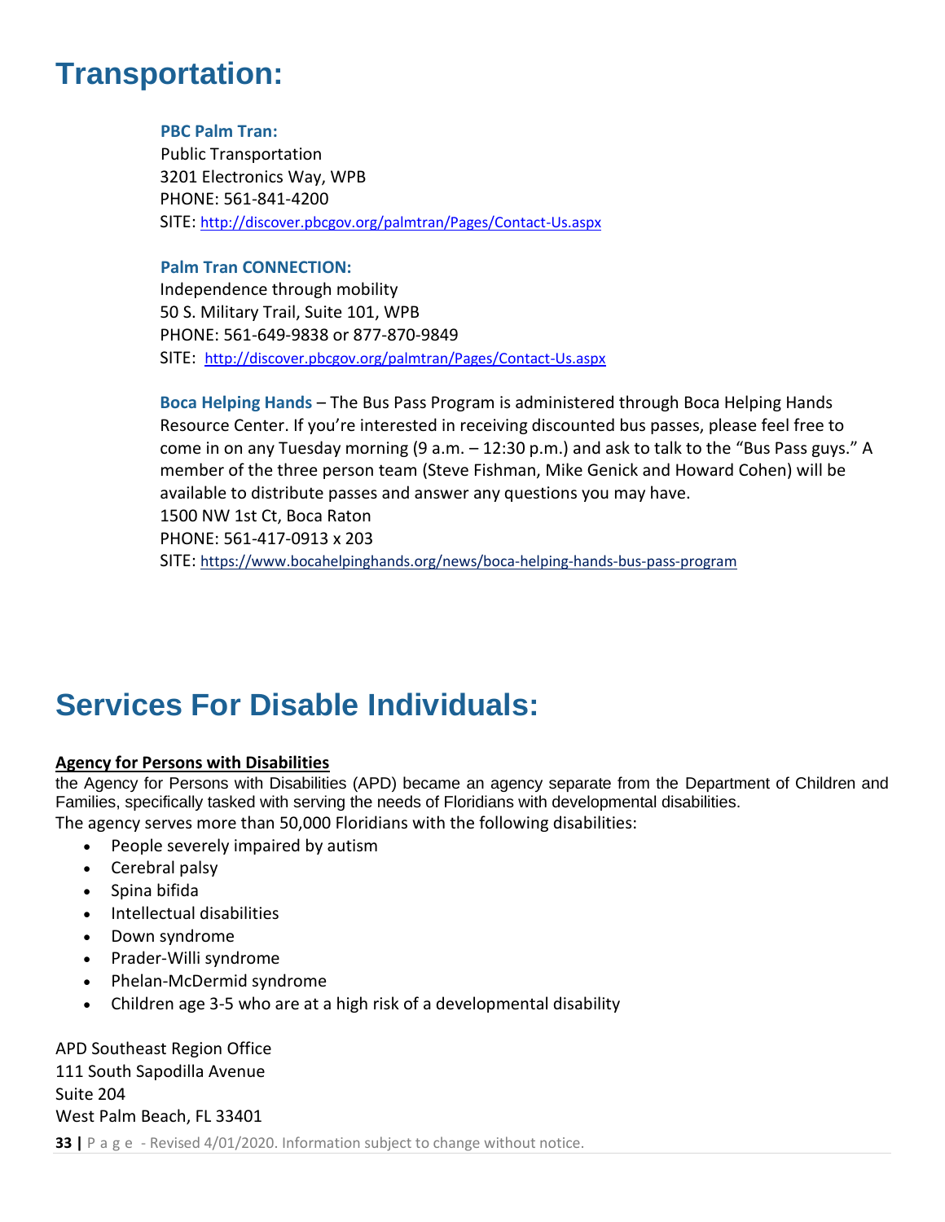# Transportation:

**PBC Palm Tran:**
Public Transportation
3201 Electronics Way, WPB
PHONE: 561-841-4200
SITE: http://discover.pbcgov.org/palmtran/Pages/Contact-Us.aspx

**Palm Tran CONNECTION:**
Independence through mobility
50 S. Military Trail, Suite 101, WPB
PHONE: 561-649-9838 or 877-870-9849
SITE: http://discover.pbcgov.org/palmtran/Pages/Contact-Us.aspx

**Boca Helping Hands** – The Bus Pass Program is administered through Boca Helping Hands Resource Center. If you're interested in receiving discounted bus passes, please feel free to come in on any Tuesday morning (9 a.m. – 12:30 p.m.) and ask to talk to the "Bus Pass guys." A member of the three person team (Steve Fishman, Mike Genick and Howard Cohen) will be available to distribute passes and answer any questions you may have.
1500 NW 1st Ct, Boca Raton
PHONE: 561-417-0913 x 203
SITE: https://www.bocahelpinghands.org/news/boca-helping-hands-bus-pass-program

# Services For Disable Individuals:

**Agency for Persons with Disabilities**

the Agency for Persons with Disabilities (APD) became an agency separate from the Department of Children and Families, specifically tasked with serving the needs of Floridians with developmental disabilities.
The agency serves more than 50,000 Floridians with the following disabilities:

- People severely impaired by autism
- Cerebral palsy
- Spina bifida
- Intellectual disabilities
- Down syndrome
- Prader-Willi syndrome
- Phelan-McDermid syndrome
- Children age 3-5 who are at a high risk of a developmental disability

APD Southeast Region Office
111 South Sapodilla Avenue
Suite 204
West Palm Beach, FL 33401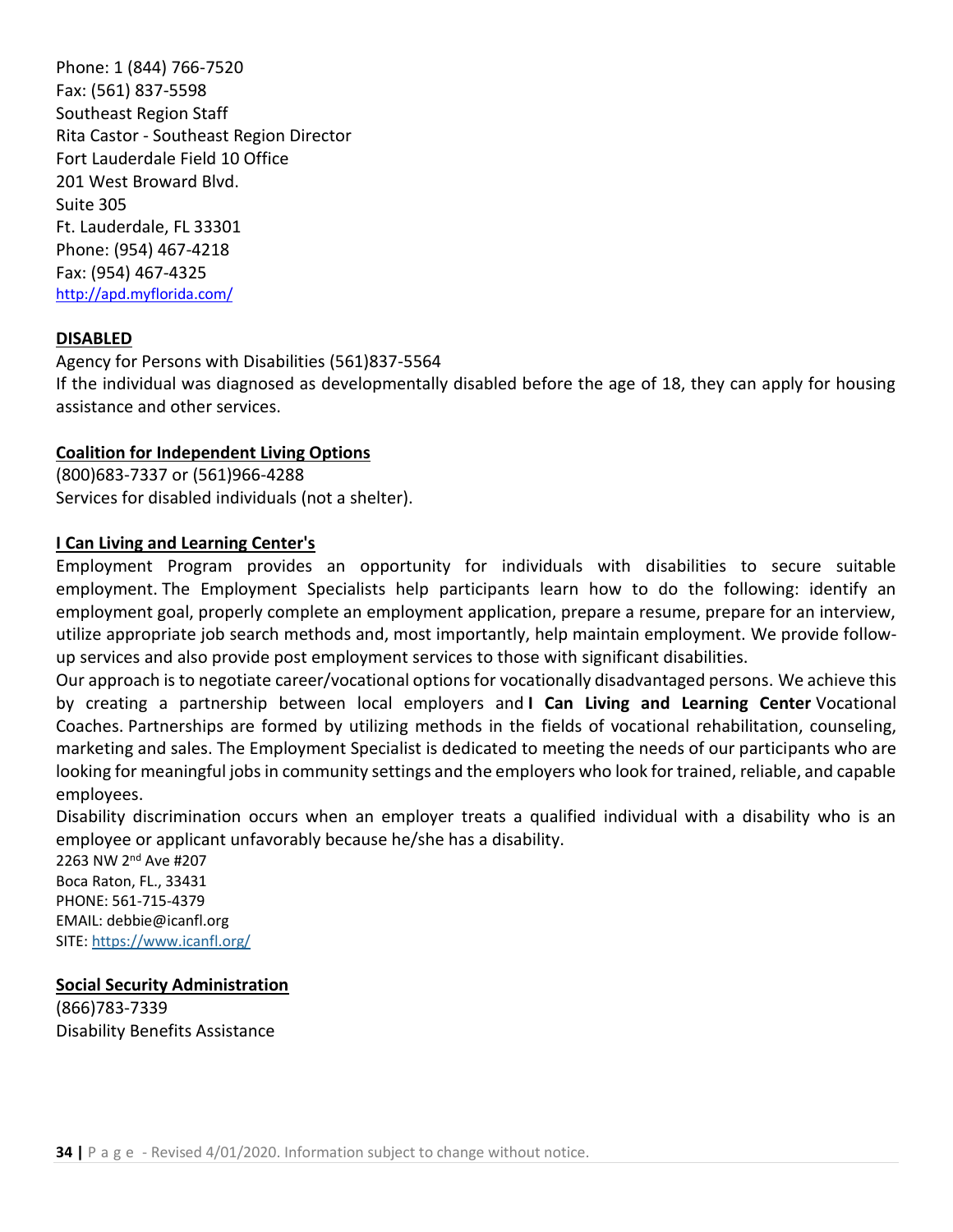Phone: 1 (844) 766-7520
Fax: (561) 837-5598
Southeast Region Staff
Rita Castor - Southeast Region Director
Fort Lauderdale Field 10 Office
201 West Broward Blvd.
Suite 305
Ft. Lauderdale, FL 33301
Phone: (954) 467-4218
Fax: (954) 467-4325
http://apd.myflorida.com/

**DISABLED**

Agency for Persons with Disabilities (561)837-5564
If the individual was diagnosed as developmentally disabled before the age of 18, they can apply for housing assistance and other services.

**Coalition for Independent Living Options**

(800)683-7337 or (561)966-4288
Services for disabled individuals (not a shelter).

**I Can Living and Learning Center's**

Employment Program provides an opportunity for individuals with disabilities to secure suitable employment. The Employment Specialists help participants learn how to do the following: identify an employment goal, properly complete an employment application, prepare a resume, prepare for an interview, utilize appropriate job search methods and, most importantly, help maintain employment. We provide follow-up services and also provide post employment services to those with significant disabilities.
Our approach is to negotiate career/vocational options for vocationally disadvantaged persons. We achieve this by creating a partnership between local employers and **I Can Living and Learning Center** Vocational Coaches. Partnerships are formed by utilizing methods in the fields of vocational rehabilitation, counseling, marketing and sales. The Employment Specialist is dedicated to meeting the needs of our participants who are looking for meaningful jobs in community settings and the employers who look for trained, reliable, and capable employees.
Disability discrimination occurs when an employer treats a qualified individual with a disability who is an employee or applicant unfavorably because he/she has a disability.
2263 NW 2nd Ave #207
Boca Raton, FL., 33431
PHONE: 561-715-4379
EMAIL: debbie@icanfl.org
SITE: https://www.icanfl.org/

**Social Security Administration**

(866)783-7339
Disability Benefits Assistance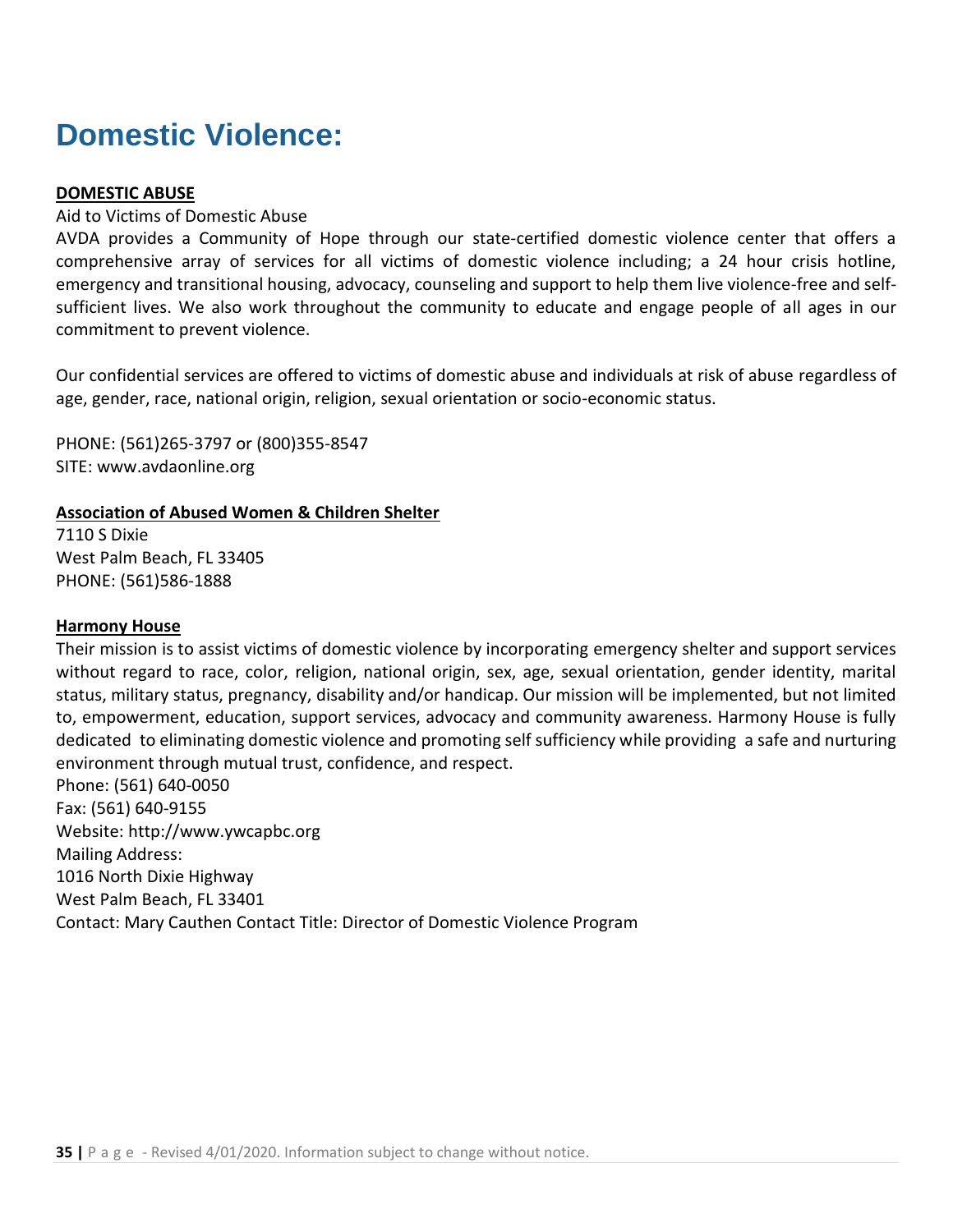# Domestic Violence:

**DOMESTIC ABUSE**

Aid to Victims of Domestic Abuse

AVDA provides a Community of Hope through our state-certified domestic violence center that offers a comprehensive array of services for all victims of domestic violence including; a 24 hour crisis hotline, emergency and transitional housing, advocacy, counseling and support to help them live violence-free and self-sufficient lives. We also work throughout the community to educate and engage people of all ages in our commitment to prevent violence.

Our confidential services are offered to victims of domestic abuse and individuals at risk of abuse regardless of age, gender, race, national origin, religion, sexual orientation or socio-economic status.

PHONE: (561)265-3797 or (800)355-8547
SITE: www.avdaonline.org

**Association of Abused Women & Children Shelter**

7110 S Dixie
West Palm Beach, FL 33405
PHONE: (561)586-1888

**Harmony House**

Their mission is to assist victims of domestic violence by incorporating emergency shelter and support services without regard to race, color, religion, national origin, sex, age, sexual orientation, gender identity, marital status, military status, pregnancy, disability and/or handicap. Our mission will be implemented, but not limited to, empowerment, education, support services, advocacy and community awareness. Harmony House is fully dedicated to eliminating domestic violence and promoting self sufficiency while providing a safe and nurturing environment through mutual trust, confidence, and respect.

Phone: (561) 640-0050
Fax: (561) 640-9155
Website: http://www.ywcapbc.org
Mailing Address:
1016 North Dixie Highway
West Palm Beach, FL 33401
Contact: Mary Cauthen Contact Title: Director of Domestic Violence Program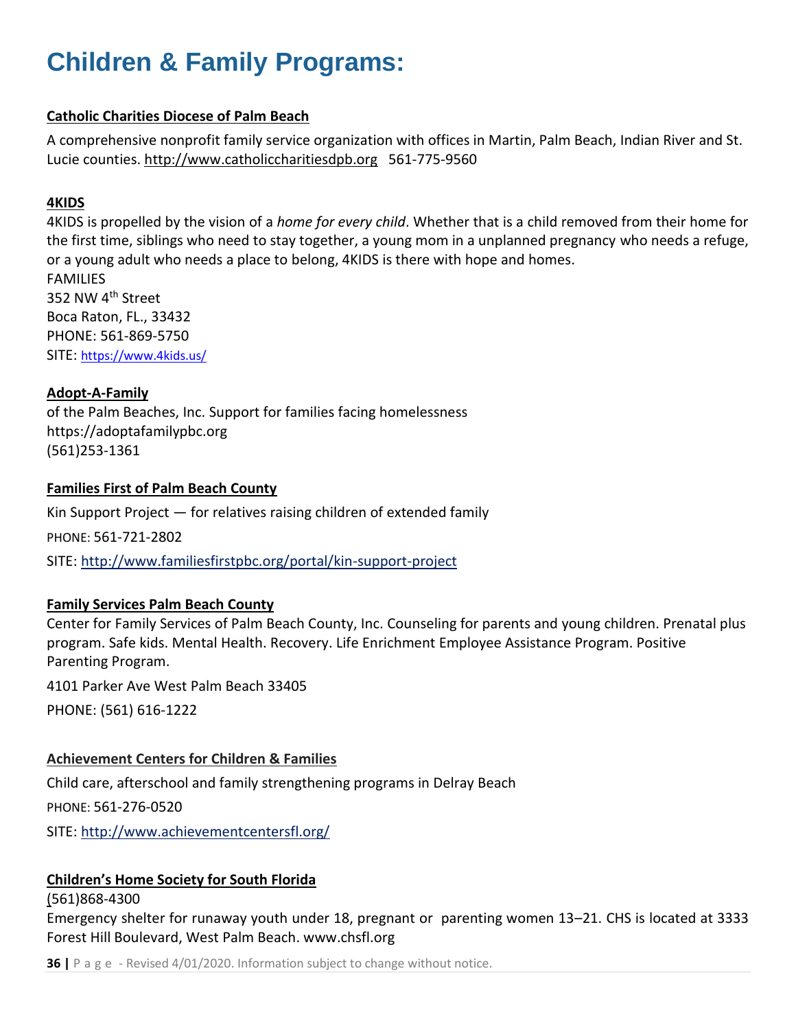# Children & Family Programs:

**Catholic Charities Diocese of Palm Beach**

A comprehensive nonprofit family service organization with offices in Martin, Palm Beach, Indian River and St. Lucie counties. http://www.catholiccharitiesdpb.org 561-775-9560

**4KIDS**

4KIDS is propelled by the vision of a *home for every child*. Whether that is a child removed from their home for the first time, siblings who need to stay together, a young mom in a unplanned pregnancy who needs a refuge, or a young adult who needs a place to belong, 4KIDS is there with hope and homes.
FAMILIES
352 NW 4th Street
Boca Raton, FL., 33432
PHONE: 561-869-5750
SITE: https://www.4kids.us/

**Adopt-A-Family**

of the Palm Beaches, Inc. Support for families facing homelessness
https://adoptafamilypbc.org
(561)253-1361

**Families First of Palm Beach County**

Kin Support Project — for relatives raising children of extended family

PHONE: 561-721-2802

SITE: http://www.familiesfirstpbc.org/portal/kin-support-project

**Family Services Palm Beach County**

Center for Family Services of Palm Beach County, Inc. Counseling for parents and young children. Prenatal plus program. Safe kids. Mental Health. Recovery. Life Enrichment Employee Assistance Program. Positive Parenting Program.

4101 Parker Ave West Palm Beach 33405

PHONE: (561) 616-1222

**Achievement Centers for Children & Families**

Child care, afterschool and family strengthening programs in Delray Beach

PHONE: 561-276-0520

SITE: http://www.achievementcentersfl.org/

**Children's Home Society for South Florida**

(561)868-4300
Emergency shelter for runaway youth under 18, pregnant or parenting women 13–21. CHS is located at 3333 Forest Hill Boulevard, West Palm Beach. www.chsfl.org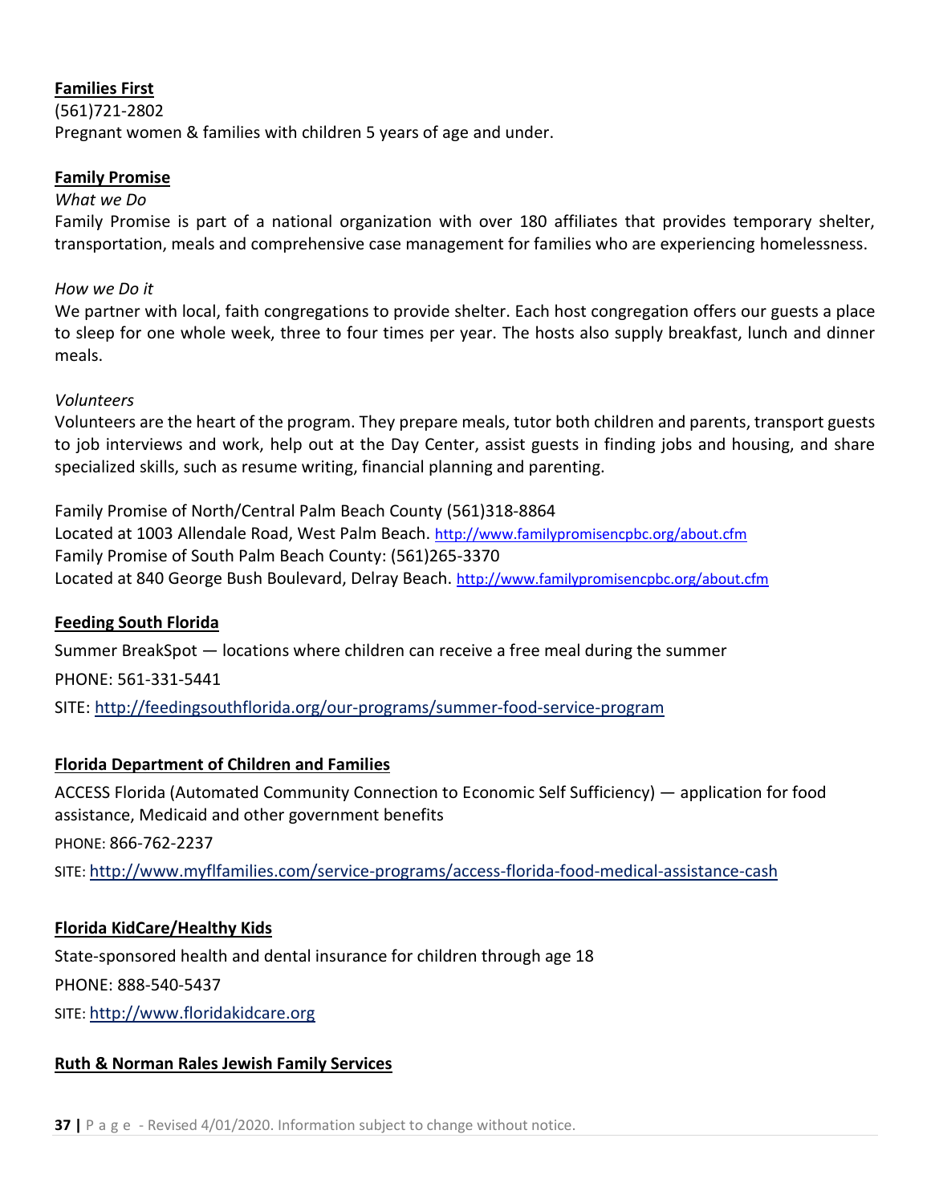**Families First**
(561)721-2802
Pregnant women & families with children 5 years of age and under.

**Family Promise**

*What we Do*

Family Promise is part of a national organization with over 180 affiliates that provides temporary shelter, transportation, meals and comprehensive case management for families who are experiencing homelessness.

*How we Do it*

We partner with local, faith congregations to provide shelter. Each host congregation offers our guests a place to sleep for one whole week, three to four times per year. The hosts also supply breakfast, lunch and dinner meals.

*Volunteers*

Volunteers are the heart of the program. They prepare meals, tutor both children and parents, transport guests to job interviews and work, help out at the Day Center, assist guests in finding jobs and housing, and share specialized skills, such as resume writing, financial planning and parenting.

Family Promise of North/Central Palm Beach County (561)318-8864
Located at 1003 Allendale Road, West Palm Beach. http://www.familypromisencpbc.org/about.cfm
Family Promise of South Palm Beach County: (561)265-3370
Located at 840 George Bush Boulevard, Delray Beach. http://www.familypromisencpbc.org/about.cfm

**Feeding South Florida**

Summer BreakSpot — locations where children can receive a free meal during the summer

PHONE: 561-331-5441

SITE: http://feedingsouthflorida.org/our-programs/summer-food-service-program

**Florida Department of Children and Families**

ACCESS Florida (Automated Community Connection to Economic Self Sufficiency) — application for food assistance, Medicaid and other government benefits

PHONE: 866-762-2237

SITE: http://www.myflfamilies.com/service-programs/access-florida-food-medical-assistance-cash

**Florida KidCare/Healthy Kids**

State-sponsored health and dental insurance for children through age 18

PHONE: 888-540-5437

SITE: http://www.floridakidcare.org

**Ruth & Norman Rales Jewish Family Services**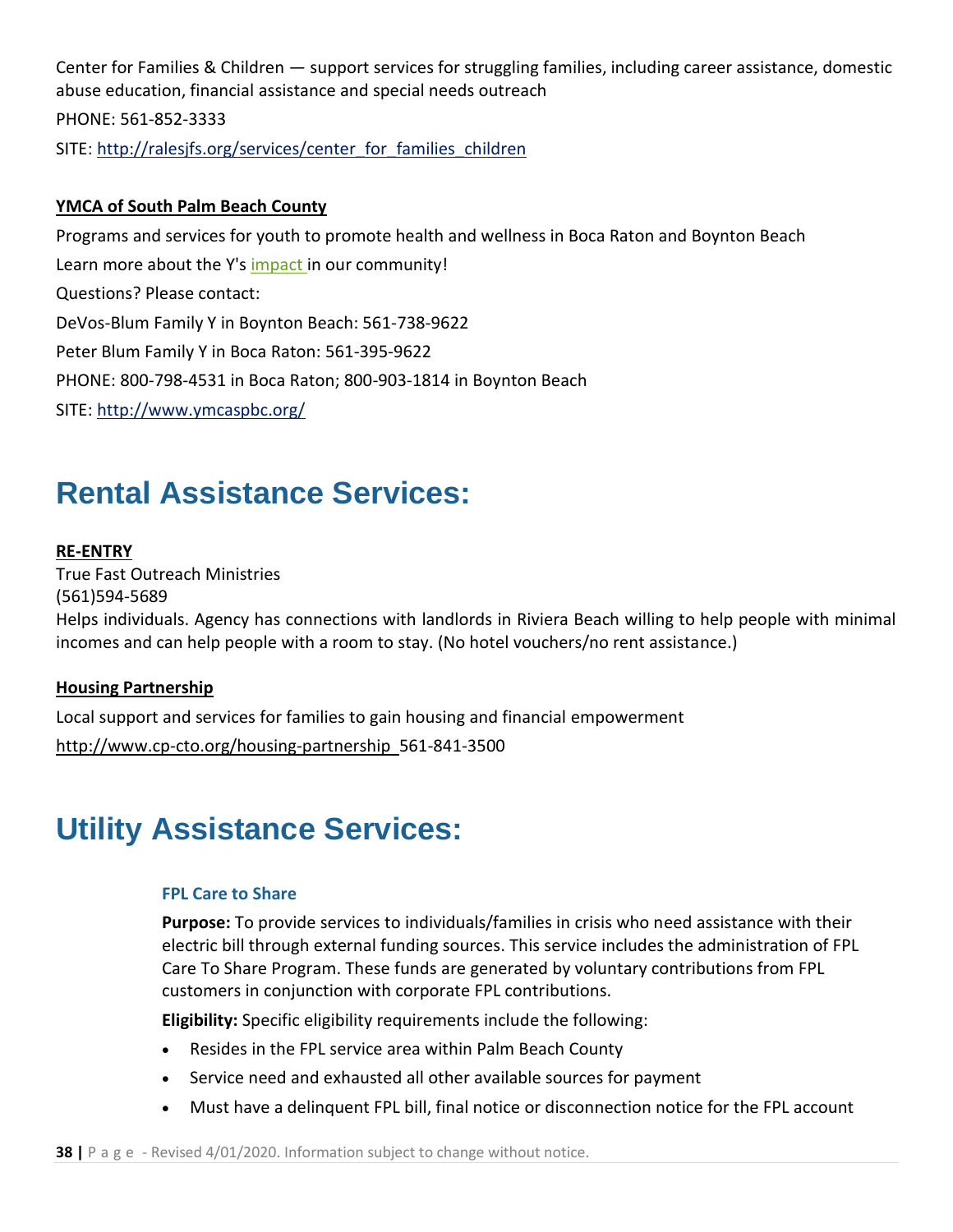Center for Families & Children — support services for struggling families, including career assistance, domestic abuse education, financial assistance and special needs outreach

PHONE: 561-852-3333

SITE: http://ralesjfs.org/services/center_for_families_children

**YMCA of South Palm Beach County**

Programs and services for youth to promote health and wellness in Boca Raton and Boynton Beach

Learn more about the Y's impact in our community!

Questions? Please contact:

DeVos-Blum Family Y in Boynton Beach: 561-738-9622

Peter Blum Family Y in Boca Raton: 561-395-9622

PHONE: 800-798-4531 in Boca Raton; 800-903-1814 in Boynton Beach

SITE: http://www.ymcaspbc.org/

# Rental Assistance Services:

**RE-ENTRY**

True Fast Outreach Ministries
(561)594-5689
Helps individuals. Agency has connections with landlords in Riviera Beach willing to help people with minimal incomes and can help people with a room to stay. (No hotel vouchers/no rent assistance.)

**Housing Partnership**

Local support and services for families to gain housing and financial empowerment

http://www.cp-cto.org/housing-partnership 561-841-3500

# Utility Assistance Services:

### FPL Care to Share

**Purpose:** To provide services to individuals/families in crisis who need assistance with their electric bill through external funding sources. This service includes the administration of FPL Care To Share Program. These funds are generated by voluntary contributions from FPL customers in conjunction with corporate FPL contributions.

**Eligibility:** Specific eligibility requirements include the following:

- Resides in the FPL service area within Palm Beach County
- Service need and exhausted all other available sources for payment
- Must have a delinquent FPL bill, final notice or disconnection notice for the FPL account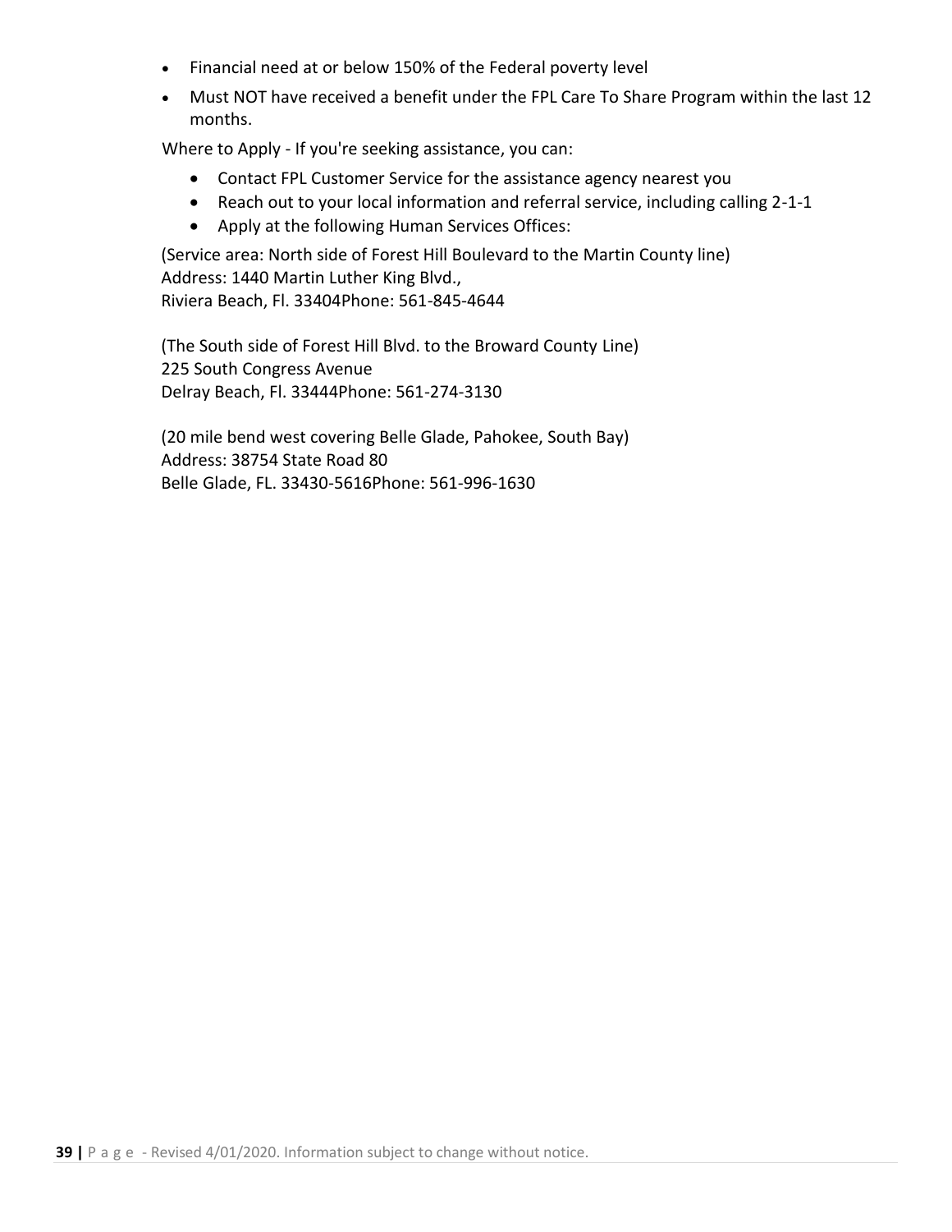- Financial need at or below 150% of the Federal poverty level
- Must NOT have received a benefit under the FPL Care To Share Program within the last 12 months.

Where to Apply - If you're seeking assistance, you can:

- Contact FPL Customer Service for the assistance agency nearest you
- Reach out to your local information and referral service, including calling 2-1-1
- Apply at the following Human Services Offices:

(Service area: North side of Forest Hill Boulevard to the Martin County line)
Address: 1440 Martin Luther King Blvd.,
Riviera Beach, Fl. 33404Phone: 561-845-4644

(The South side of Forest Hill Blvd. to the Broward County Line)
225 South Congress Avenue
Delray Beach, Fl. 33444Phone: 561-274-3130

(20 mile bend west covering Belle Glade, Pahokee, South Bay)
Address: 38754 State Road 80
Belle Glade, FL. 33430-5616Phone: 561-996-1630